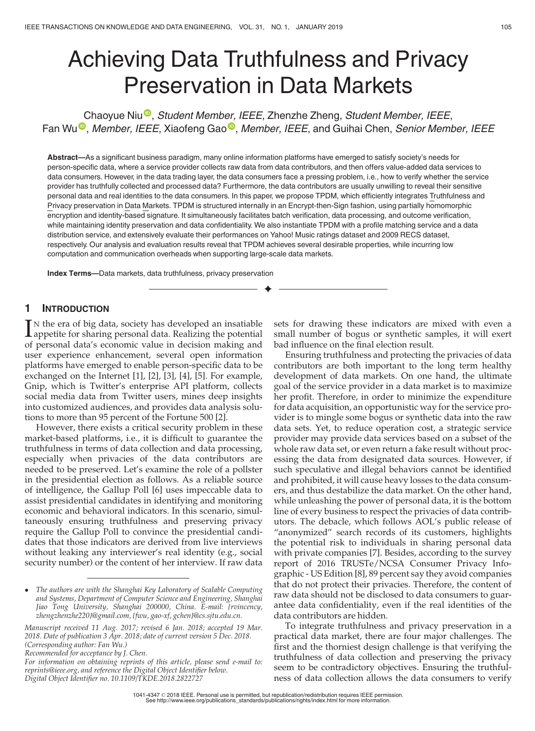# Achieving Data Truthfulness and Privacy Preservation in Data Markets

Chaoyue Niu, *Student Member, IEEE*, Zhenzhe Zheng, *Student Member, IEEE*, Fan Wu, *Member, IEEE*, Xiaofeng Gao, *Member, IEEE*, and Guihai Chen, *Senior Member, IEEE*

**Abstract**—As a significant business paradigm, many online information platforms have emerged to satisfy society's needs for person-specific data, where a service provider collects raw data from data contributors, and then offers value-added data services to data consumers. However, in the data trading layer, the data consumers face a pressing problem, i.e., how to verify whether the service provider has truthfully collected and processed data? Furthermore, the data contributors are usually unwilling to reveal their sensitive personal data and real identities to the data consumers. In this paper, we propose TPDM, which efficiently integrates Truthfulness and Privacy preservation in Data Markets. TPDM is structured internally in an Encrypt-then-Sign fashion, using partially homomorphic encryption and identity-based signature. It simultaneously facilitates batch verification, data processing, and outcome verification, while maintaining identity preservation and data confidentiality. We also instantiate TPDM with a profile matching service and a data distribution service, and extensively evaluate their performances on Yahoo! Music ratings dataset and 2009 RECS dataset, respectively. Our analysis and evaluation results reveal that TPDM achieves several desirable properties, while incurring low computation and communication overheads when supporting large-scale data markets.

**Index Terms**—Data markets, data truthfulness, privacy preservation

## 1 Introduction

In the era of big data, society has developed an insatiable appetite for sharing personal data. Realizing the potential of personal data's economic value in decision making and user experience enhancement, several open information platforms have emerged to enable person-specific data to be exchanged on the Internet [1], [2], [3], [4], [5]. For example, Gnip, which is Twitter's enterprise API platform, collects social media data from Twitter users, mines deep insights into customized audiences, and provides data analysis solutions to more than 95 percent of the Fortune 500 [2].

However, there exists a critical security problem in these market-based platforms, i.e., it is difficult to guarantee the truthfulness in terms of data collection and data processing, especially when privacies of the data contributors are needed to be preserved. Let's examine the role of a pollster in the presidential election as follows. As a reliable source of intelligence, the Gallup Poll [6] uses impeccable data to assist presidential candidates in identifying and monitoring economic and behavioral indicators. In this scenario, simultaneously ensuring truthfulness and preserving privacy require the Gallup Poll to convince the presidential candidates that those indicators are derived from live interviews without leaking any interviewer's real identity (e.g., social security number) or the content of her interview. If raw data sets for drawing these indicators are mixed with even a small number of bogus or synthetic samples, it will exert bad influence on the final election result.

Ensuring truthfulness and protecting the privacies of data contributors are both important to the long term healthy development of data markets. On one hand, the ultimate goal of the service provider in a data market is to maximize her profit. Therefore, in order to minimize the expenditure for data acquisition, an opportunistic way for the service provider is to mingle some bogus or synthetic data into the raw data sets. Yet, to reduce operation cost, a strategic service provider may provide data services based on a subset of the whole raw data set, or even return a fake result without processing the data from designated data sources. However, if such speculative and illegal behaviors cannot be identified and prohibited, it will cause heavy losses to the data consumers, and thus destabilize the data market. On the other hand, while unleashing the power of personal data, it is the bottom line of every business to respect the privacies of data contributors. The debacle, which follows AOL's public release of "anonymized" search records of its customers, highlights the potential risk to individuals in sharing personal data with private companies [7]. Besides, according to the survey report of 2016 TRUSTe/NCSA Consumer Privacy Infographic - US Edition [8], 89 percent say they avoid companies that do not protect their privacies. Therefore, the content of raw data should not be disclosed to data consumers to guarantee data confidentiality, even if the real identities of the data contributors are hidden.

To integrate truthfulness and privacy preservation in a practical data market, there are four major challenges. The first and the thorniest design challenge is that verifying the truthfulness of data collection and preserving the privacy seem to be contradictory objectives. Ensuring the truthfulness of data collection allows the data consumers to verify

- *The authors are with the Shanghai Key Laboratory of Scalable Computing and Systems, Department of Computer Science and Engineering, Shanghai Jiao Tong University, Shanghai 200000, China. E-mail: {rvincency, zhengzhenzhe220}@gmail.com, {fwu, gao-xf, gchen}@cs.sjtu.edu.cn.*

*Manuscript received 11 Aug. 2017; revised 6 Jan. 2018; accepted 19 Mar. 2018. Date of publication 3 Apr. 2018; date of current version 5 Dec. 2018. (Corresponding author: Fan Wu.)*
*Recommended for acceptance by J. Chen.*
*For information on obtaining reprints of this article, please send e-mail to: reprints@ieee.org, and reference the Digital Object Identifier below.*
*Digital Object Identifier no. 10.1109/TKDE.2018.2822727*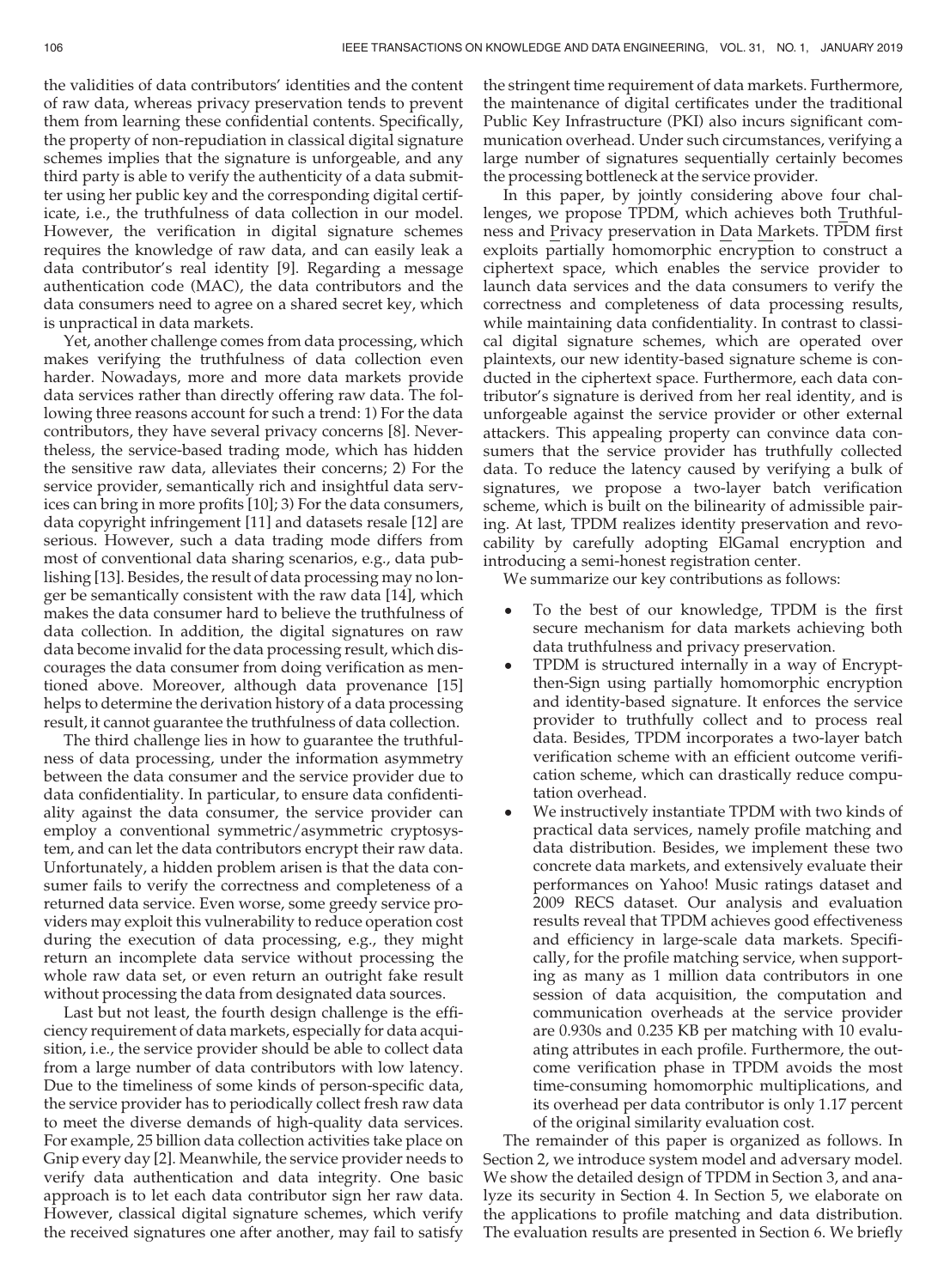the validities of data contributors' identities and the content of raw data, whereas privacy preservation tends to prevent them from learning these confidential contents. Specifically, the property of non-repudiation in classical digital signature schemes implies that the signature is unforgeable, and any third party is able to verify the authenticity of a data submitter using her public key and the corresponding digital certificate, i.e., the truthfulness of data collection in our model. However, the verification in digital signature schemes requires the knowledge of raw data, and can easily leak a data contributor's real identity [9]. Regarding a message authentication code (MAC), the data contributors and the data consumers need to agree on a shared secret key, which is unpractical in data markets.

Yet, another challenge comes from data processing, which makes verifying the truthfulness of data collection even harder. Nowadays, more and more data markets provide data services rather than directly offering raw data. The following three reasons account for such a trend: 1) For the data contributors, they have several privacy concerns [8]. Nevertheless, the service-based trading mode, which has hidden the sensitive raw data, alleviates their concerns; 2) For the service provider, semantically rich and insightful data services can bring in more profits [10]; 3) For the data consumers, data copyright infringement [11] and datasets resale [12] are serious. However, such a data trading mode differs from most of conventional data sharing scenarios, e.g., data publishing [13]. Besides, the result of data processing may no longer be semantically consistent with the raw data [14], which makes the data consumer hard to believe the truthfulness of data collection. In addition, the digital signatures on raw data become invalid for the data processing result, which discourages the data consumer from doing verification as mentioned above. Moreover, although data provenance [15] helps to determine the derivation history of a data processing result, it cannot guarantee the truthfulness of data collection.

The third challenge lies in how to guarantee the truthfulness of data processing, under the information asymmetry between the data consumer and the service provider due to data confidentiality. In particular, to ensure data confidentiality against the data consumer, the service provider can employ a conventional symmetric/asymmetric cryptosystem, and can let the data contributors encrypt their raw data. Unfortunately, a hidden problem arisen is that the data consumer fails to verify the correctness and completeness of a returned data service. Even worse, some greedy service providers may exploit this vulnerability to reduce operation cost during the execution of data processing, e.g., they might return an incomplete data service without processing the whole raw data set, or even return an outright fake result without processing the data from designated data sources.

Last but not least, the fourth design challenge is the efficiency requirement of data markets, especially for data acquisition, i.e., the service provider should be able to collect data from a large number of data contributors with low latency. Due to the timeliness of some kinds of person-specific data, the service provider has to periodically collect fresh raw data to meet the diverse demands of high-quality data services. For example, 25 billion data collection activities take place on Gnip every day [2]. Meanwhile, the service provider needs to verify data authentication and data integrity. One basic approach is to let each data contributor sign her raw data. However, classical digital signature schemes, which verify the received signatures one after another, may fail to satisfy the stringent time requirement of data markets. Furthermore, the maintenance of digital certificates under the traditional Public Key Infrastructure (PKI) also incurs significant communication overhead. Under such circumstances, verifying a large number of signatures sequentially certainly becomes the processing bottleneck at the service provider.

In this paper, by jointly considering above four challenges, we propose TPDM, which achieves both Truthfulness and Privacy preservation in Data Markets. TPDM first exploits partially homomorphic encryption to construct a ciphertext space, which enables the service provider to launch data services and the data consumers to verify the correctness and completeness of data processing results, while maintaining data confidentiality. In contrast to classical digital signature schemes, which are operated over plaintexts, our new identity-based signature scheme is conducted in the ciphertext space. Furthermore, each data contributor's signature is derived from her real identity, and is unforgeable against the service provider or other external attackers. This appealing property can convince data consumers that the service provider has truthfully collected data. To reduce the latency caused by verifying a bulk of signatures, we propose a two-layer batch verification scheme, which is built on the bilinearity of admissible pairing. At last, TPDM realizes identity preservation and revocability by carefully adopting ElGamal encryption and introducing a semi-honest registration center.

We summarize our key contributions as follows:

- To the best of our knowledge, TPDM is the first secure mechanism for data markets achieving both data truthfulness and privacy preservation.
- TPDM is structured internally in a way of Encrypt-then-Sign using partially homomorphic encryption and identity-based signature. It enforces the service provider to truthfully collect and to process real data. Besides, TPDM incorporates a two-layer batch verification scheme with an efficient outcome verification scheme, which can drastically reduce computation overhead.
- We instructively instantiate TPDM with two kinds of practical data services, namely profile matching and data distribution. Besides, we implement these two concrete data markets, and extensively evaluate their performances on Yahoo! Music ratings dataset and 2009 RECS dataset. Our analysis and evaluation results reveal that TPDM achieves good effectiveness and efficiency in large-scale data markets. Specifically, for the profile matching service, when supporting as many as 1 million data contributors in one session of data acquisition, the computation and communication overheads at the service provider are 0.930s and 0.235 KB per matching with 10 evaluating attributes in each profile. Furthermore, the outcome verification phase in TPDM avoids the most time-consuming homomorphic multiplications, and its overhead per data contributor is only 1.17 percent of the original similarity evaluation cost.

The remainder of this paper is organized as follows. In Section 2, we introduce system model and adversary model. We show the detailed design of TPDM in Section 3, and analyze its security in Section 4. In Section 5, we elaborate on the applications to profile matching and data distribution. The evaluation results are presented in Section 6. We briefly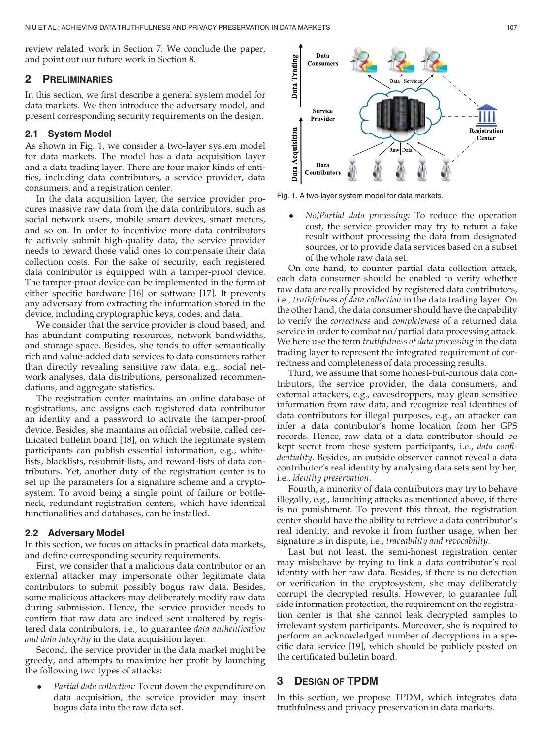review related work in Section 7. We conclude the paper, and point out our future work in Section 8.

## 2 Preliminaries

In this section, we first describe a general system model for data markets. We then introduce the adversary model, and present corresponding security requirements on the design.

### 2.1 System Model

As shown in Fig. 1, we consider a two-layer system model for data markets. The model has a data acquisition layer and a data trading layer. There are four major kinds of entities, including data contributors, a service provider, data consumers, and a registration center.

In the data acquisition layer, the service provider procures massive raw data from the data contributors, such as social network users, mobile smart devices, smart meters, and so on. In order to incentivize more data contributors to actively submit high-quality data, the service provider needs to reward those valid ones to compensate their data collection costs. For the sake of security, each registered data contributor is equipped with a tamper-proof device. The tamper-proof device can be implemented in the form of either specific hardware [16] or software [17]. It prevents any adversary from extracting the information stored in the device, including cryptographic keys, codes, and data.

We consider that the service provider is cloud based, and has abundant computing resources, network bandwidths, and storage space. Besides, she tends to offer semantically rich and value-added data services to data consumers rather than directly revealing sensitive raw data, e.g., social network analyses, data distributions, personalized recommendations, and aggregate statistics.

The registration center maintains an online database of registrations, and assigns each registered data contributor an identity and a password to activate the tamper-proof device. Besides, she maintains an official website, called certificated bulletin board [18], on which the legitimate system participants can publish essential information, e.g., whitelists, blacklists, resubmit-lists, and reward-lists of data contributors. Yet, another duty of the registration center is to set up the parameters for a signature scheme and a cryptosystem. To avoid being a single point of failure or bottleneck, redundant registration centers, which have identical functionalities and databases, can be installed.

Data Trading
Data Consumers
Data | Services
Service Provider
Registration Center
Raw | Data
Data Acquisition
Data Contributors

Fig. 1. A two-layer system model for data markets.

### 2.2 Adversary Model

In this section, we focus on attacks in practical data markets, and define corresponding security requirements.

First, we consider that a malicious data contributor or an external attacker may impersonate other legitimate data contributors to submit possibly bogus raw data. Besides, some malicious attackers may deliberately modify raw data during submission. Hence, the service provider needs to confirm that raw data are indeed sent unaltered by registered data contributors, i.e., to guarantee *data authentication and data integrity* in the data acquisition layer.

Second, the service provider in the data market might be greedy, and attempts to maximize her profit by launching the following two types of attacks:

- *Partial data collection:* To cut down the expenditure on data acquisition, the service provider may insert bogus data into the raw data set.
- *No/Partial data processing:* To reduce the operation cost, the service provider may try to return a fake result without processing the data from designated sources, or to provide data services based on a subset of the whole raw data set.

On one hand, to counter partial data collection attack, each data consumer should be enabled to verify whether raw data are really provided by registered data contributors, i.e., *truthfulness of data collection* in the data trading layer. On the other hand, the data consumer should have the capability to verify the *correctness* and *completeness* of a returned data service in order to combat no/partial data processing attack. We here use the term *truthfulness of data processing* in the data trading layer to represent the integrated requirement of correctness and completeness of data processing results.

Third, we assume that some honest-but-curious data contributors, the service provider, the data consumers, and external attackers, e.g., eavesdroppers, may glean sensitive information from raw data, and recognize real identities of data contributors for illegal purposes, e.g., an attacker can infer a data contributor's home location from her GPS records. Hence, raw data of a data contributor should be kept secret from these system participants, i.e., *data confidentiality*. Besides, an outside observer cannot reveal a data contributor's real identity by analysing data sets sent by her, i.e., *identity preservation*.

Fourth, a minority of data contributors may try to behave illegally, e.g., launching attacks as mentioned above, if there is no punishment. To prevent this threat, the registration center should have the ability to retrieve a data contributor's real identity, and revoke it from further usage, when her signature is in dispute, i.e., *traceability and revocability*.

Last but not least, the semi-honest registration center may misbehave by trying to link a data contributor's real identity with her raw data. Besides, if there is no detection or verification in the cryptosystem, she may deliberately corrupt the decrypted results. However, to guarantee full side information protection, the requirement on the registration center is that she cannot leak decrypted samples to irrelevant system participants. Moreover, she is required to perform an acknowledged number of decryptions in a specific data service [19], which should be publicly posted on the certificated bulletin board.

## 3 Design of TPDM

In this section, we propose TPDM, which integrates data truthfulness and privacy preservation in data markets.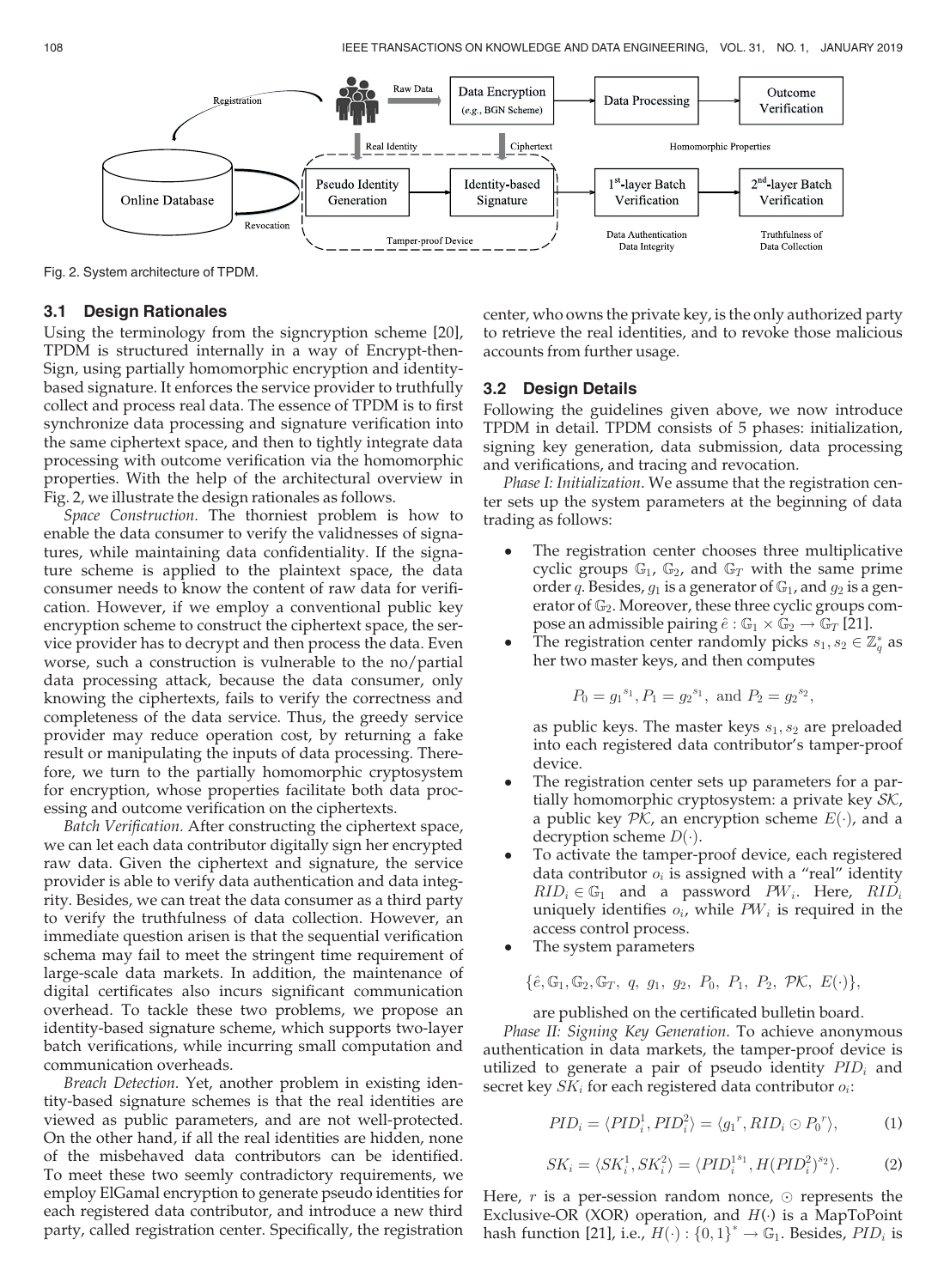Registration

Raw Data

Data Encryption (e.g., BGN Scheme)

Data Processing

Outcome Verification

Real Identity

Ciphertext

Homomorphic Properties

Online Database

Pseudo Identity Generation

Identity-based Signature

1st-layer Batch Verification

2nd-layer Batch Verification

Revocation

Tamper-proof Device

Data Authentication Data Integrity

Truthfulness of Data Collection

Fig. 2. System architecture of TPDM.

### 3.1 Design Rationales

Using the terminology from the signcryption scheme [20], TPDM is structured internally in a way of Encrypt-then-Sign, using partially homomorphic encryption and identity-based signature. It enforces the service provider to truthfully collect and process real data. The essence of TPDM is to first synchronize data processing and signature verification into the same ciphertext space, and then to tightly integrate data processing with outcome verification via the homomorphic properties. With the help of the architectural overview in Fig. 2, we illustrate the design rationales as follows.

*Space Construction.* The thorniest problem is how to enable the data consumer to verify the validnesses of signatures, while maintaining data confidentiality. If the signature scheme is applied to the plaintext space, the data consumer needs to know the content of raw data for verification. However, if we employ a conventional public key encryption scheme to construct the ciphertext space, the service provider has to decrypt and then process the data. Even worse, such a construction is vulnerable to the no/partial data processing attack, because the data consumer, only knowing the ciphertexts, fails to verify the correctness and completeness of the data service. Thus, the greedy service provider may reduce operation cost, by returning a fake result or manipulating the inputs of data processing. Therefore, we turn to the partially homomorphic cryptosystem for encryption, whose properties facilitate both data processing and outcome verification on the ciphertexts.

*Batch Verification.* After constructing the ciphertext space, we can let each data contributor digitally sign her encrypted raw data. Given the ciphertext and signature, the service provider is able to verify data authentication and data integrity. Besides, we can treat the data consumer as a third party to verify the truthfulness of data collection. However, an immediate question arisen is that the sequential verification schema may fail to meet the stringent time requirement of large-scale data markets. In addition, the maintenance of digital certificates also incurs significant communication overhead. To tackle these two problems, we propose an identity-based signature scheme, which supports two-layer batch verifications, while incurring small computation and communication overheads.

*Breach Detection.* Yet, another problem in existing identity-based signature schemes is that the real identities are viewed as public parameters, and are not well-protected. On the other hand, if all the real identities are hidden, none of the misbehaved data contributors can be identified. To meet these two seemly contradictory requirements, we employ ElGamal encryption to generate pseudo identities for each registered data contributor, and introduce a new third party, called registration center. Specifically, the registration center, who owns the private key, is the only authorized party to retrieve the real identities, and to revoke those malicious accounts from further usage.

### 3.2 Design Details

Following the guidelines given above, we now introduce TPDM in detail. TPDM consists of 5 phases: initialization, signing key generation, data submission, data processing and verifications, and tracing and revocation.

*Phase I: Initialization.* We assume that the registration center sets up the system parameters at the beginning of data trading as follows:

- The registration center chooses three multiplicative cyclic groups $\mathbb{G}_1$, $\mathbb{G}_2$, and $\mathbb{G}_T$ with the same prime order $q$. Besides, $g_1$ is a generator of $\mathbb{G}_1$, and $g_2$ is a generator of $\mathbb{G}_2$. Moreover, these three cyclic groups compose an admissible pairing $\hat{e}: \mathbb{G}_1 \times \mathbb{G}_2 \rightarrow \mathbb{G}_T$ [21].
- The registration center randomly picks $s_1, s_2 \in \mathbb{Z}_q^*$ as her two master keys, and then computes

  $$P_0 = {g_1}^{s_1}, P_1 = {g_2}^{s_1}, \text{ and } P_2 = {g_2}^{s_2},$$

  as public keys. The master keys $s_1, s_2$ are preloaded into each registered data contributor's tamper-proof device.
- The registration center sets up parameters for a partially homomorphic cryptosystem: a private key $\mathcal{SK}$, a public key $\mathcal{PK}$, an encryption scheme $E(\cdot)$, and a decryption scheme $D(\cdot)$.
- To activate the tamper-proof device, each registered data contributor $o_i$ is assigned with a "real" identity $RID_i \in \mathbb{G}_1$ and a password $PW_i$. Here, $RID_i$ uniquely identifies $o_i$, while $PW_i$ is required in the access control process.
- The system parameters

  $$\{\hat{e}, \mathbb{G}_1, \mathbb{G}_2, \mathbb{G}_T, q, g_1, g_2, P_0, P_1, P_2, \mathcal{PK}, E(\cdot)\},$$

  are published on the certificated bulletin board.

*Phase II: Signing Key Generation.* To achieve anonymous authentication in data markets, the tamper-proof device is utilized to generate a pair of pseudo identity $PID_i$ and secret key $SK_i$ for each registered data contributor $o_i$:

$$PID_i = \langle PID_i^1, PID_i^2 \rangle = \langle {g_1}^r, RID_i \odot {P_0}^r \rangle, \tag{1}$$

$$SK_i = \langle SK_i^1, SK_i^2 \rangle = \langle {PID_i^1}^{s_1}, H(PID_i^2)^{s_2} \rangle. \tag{2}$$

Here, $r$ is a per-session random nonce, $\odot$ represents the Exclusive-OR (XOR) operation, and $H(\cdot)$ is a MapToPoint hash function [21], i.e., $H(\cdot): \{0,1\}^* \rightarrow \mathbb{G}_1$. Besides, $PID_i$ is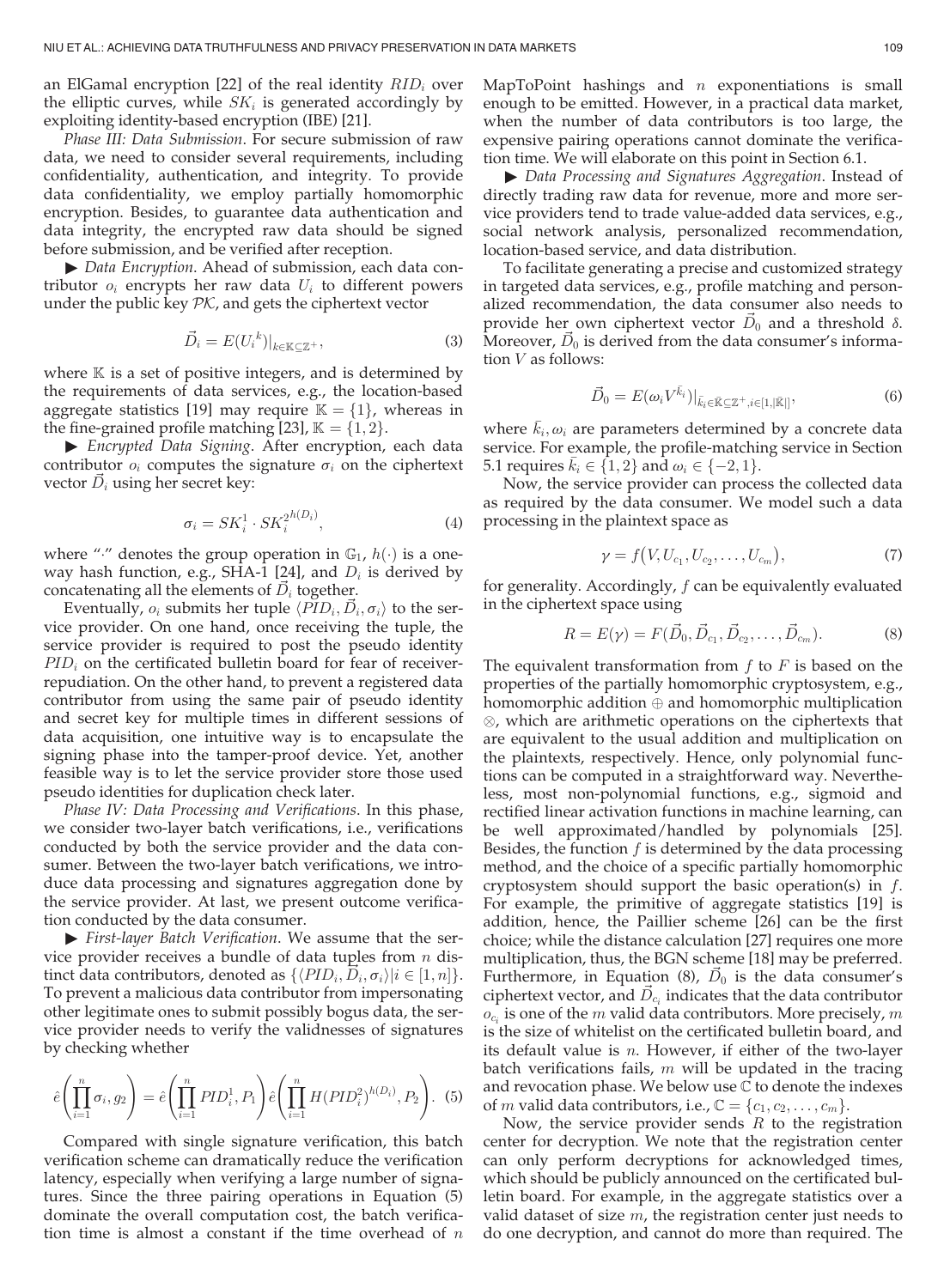an ElGamal encryption [22] of the real identity $RID_i$ over the elliptic curves, while $SK_i$ is generated accordingly by exploiting identity-based encryption (IBE) [21].

*Phase III: Data Submission*. For secure submission of raw data, we need to consider several requirements, including confidentiality, authentication, and integrity. To provide data confidentiality, we employ partially homomorphic encryption. Besides, to guarantee data authentication and data integrity, the encrypted raw data should be signed before submission, and be verified after reception.

▶ *Data Encryption*. Ahead of submission, each data contributor $o_i$ encrypts her raw data $U_i$ to different powers under the public key $\mathcal{PK}$, and gets the ciphertext vector

$$\vec{D}_i = E({U_i}^k)|_{k \in \mathbb{K} \subseteq \mathbb{Z}^+}, \tag{3}$$

where $\mathbb{K}$ is a set of positive integers, and is determined by the requirements of data services, e.g., the location-based aggregate statistics [19] may require $\mathbb{K} = \{1\}$, whereas in the fine-grained profile matching [23], $\mathbb{K} = \{1, 2\}$.

▶ *Encrypted Data Signing*. After encryption, each data contributor $o_i$ computes the signature $\sigma_i$ on the ciphertext vector $\vec{D}_i$ using her secret key:

$$\sigma_i = SK_i^1 \cdot SK_i^{2^{h(D_i)}}, \tag{4}$$

where "$\cdot$" denotes the group operation in $\mathbb{G}_1$, $h(\cdot)$ is a one-way hash function, e.g., SHA-1 [24], and $D_i$ is derived by concatenating all the elements of $\vec{D}_i$ together.

Eventually, $o_i$ submits her tuple $\langle PID_i, \vec{D}_i, \sigma_i \rangle$ to the service provider. On one hand, once receiving the tuple, the service provider is required to post the pseudo identity $PID_i$ on the certificated bulletin board for fear of receiver-repudiation. On the other hand, to prevent a registered data contributor from using the same pair of pseudo identity and secret key for multiple times in different sessions of data acquisition, one intuitive way is to encapsulate the signing phase into the tamper-proof device. Yet, another feasible way is to let the service provider store those used pseudo identities for duplication check later.

*Phase IV: Data Processing and Verifications*. In this phase, we consider two-layer batch verifications, i.e., verifications conducted by both the service provider and the data consumer. Between the two-layer batch verifications, we introduce data processing and signatures aggregation done by the service provider. At last, we present outcome verification conducted by the data consumer.

▶ *First-layer Batch Verification*. We assume that the service provider receives a bundle of data tuples from $n$ distinct data contributors, denoted as $\{\langle PID_i, \vec{D}_i, \sigma_i \rangle | i \in [1, n]\}$. To prevent a malicious data contributor from impersonating other legitimate ones to submit possibly bogus data, the service provider needs to verify the validnesses of signatures by checking whether

$$\hat{e}\left(\prod_{i=1}^{n} \sigma_i, g_2\right) = \hat{e}\left(\prod_{i=1}^{n} PID_i^1, P_1\right) \hat{e}\left(\prod_{i=1}^{n} H(PID_i^2)^{h(D_i)}, P_2\right). \tag{5}$$

Compared with single signature verification, this batch verification scheme can dramatically reduce the verification latency, especially when verifying a large number of signatures. Since the three pairing operations in Equation (5) dominate the overall computation cost, the batch verification time is almost a constant if the time overhead of $n$ MapToPoint hashings and $n$ exponentiations is small enough to be emitted. However, in a practical data market, when the number of data contributors is too large, the expensive pairing operations cannot dominate the verification time. We will elaborate on this point in Section 6.1.

▶ *Data Processing and Signatures Aggregation*. Instead of directly trading raw data for revenue, more and more service providers tend to trade value-added data services, e.g., social network analysis, personalized recommendation, location-based service, and data distribution.

To facilitate generating a precise and customized strategy in targeted data services, e.g., profile matching and personalized recommendation, the data consumer also needs to provide her own ciphertext vector $\vec{D}_0$ and a threshold $\delta$. Moreover, $\vec{D}_0$ is derived from the data consumer's information $V$ as follows:

$$\vec{D}_0 = E(\omega_i V^{\bar{k}_i})|_{\bar{k}_i \in \bar{\mathbb{K}} \subseteq \mathbb{Z}^+, i \in [1, |\bar{\mathbb{K}}|]}, \tag{6}$$

where $\bar{k}_i, \omega_i$ are parameters determined by a concrete data service. For example, the profile-matching service in Section 5.1 requires $\bar{k}_i \in \{1, 2\}$ and $\omega_i \in \{-2, 1\}$.

Now, the service provider can process the collected data as required by the data consumer. We model such a data processing in the plaintext space as

$$\gamma = f(V, U_{c_1}, U_{c_2}, \ldots, U_{c_m}), \tag{7}$$

for generality. Accordingly, $f$ can be equivalently evaluated in the ciphertext space using

$$R = E(\gamma) = F(\vec{D}_0, \vec{D}_{c_1}, \vec{D}_{c_2}, \ldots, \vec{D}_{c_m}). \tag{8}$$

The equivalent transformation from $f$ to $F$ is based on the properties of the partially homomorphic cryptosystem, e.g., homomorphic addition $\oplus$ and homomorphic multiplication $\otimes$, which are arithmetic operations on the ciphertexts that are equivalent to the usual addition and multiplication on the plaintexts, respectively. Hence, only polynomial functions can be computed in a straightforward way. Nevertheless, most non-polynomial functions, e.g., sigmoid and rectified linear activation functions in machine learning, can be well approximated/handled by polynomials [25]. Besides, the function $f$ is determined by the data processing method, and the choice of a specific partially homomorphic cryptosystem should support the basic operation(s) in $f$. For example, the primitive of aggregate statistics [19] is addition, hence, the Paillier scheme [26] can be the first choice; while the distance calculation [27] requires one more multiplication, thus, the BGN scheme [18] may be preferred. Furthermore, in Equation (8), $\vec{D}_0$ is the data consumer's ciphertext vector, and $\vec{D}_{c_i}$ indicates that the data contributor $o_{c_i}$ is one of the $m$ valid data contributors. More precisely, $m$ is the size of whitelist on the certificated bulletin board, and its default value is $n$. However, if either of the two-layer batch verifications fails, $m$ will be updated in the tracing and revocation phase. We below use $\mathbb{C}$ to denote the indexes of $m$ valid data contributors, i.e., $\mathbb{C} = \{c_1, c_2, \ldots, c_m\}$.

Now, the service provider sends $R$ to the registration center for decryption. We note that the registration center can only perform decryptions for acknowledged times, which should be publicly announced on the certificated bulletin board. For example, in the aggregate statistics over a valid dataset of size $m$, the registration center just needs to do one decryption, and cannot do more than required. The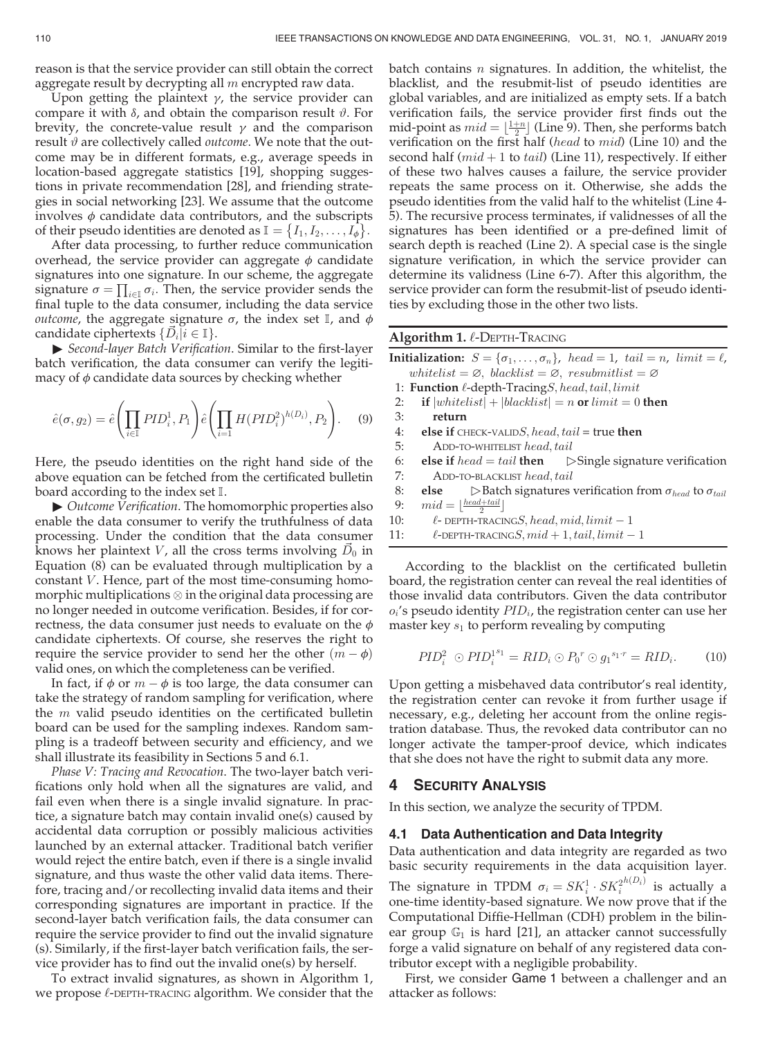reason is that the service provider can still obtain the correct aggregate result by decrypting all $m$ encrypted raw data.

Upon getting the plaintext $\gamma$, the service provider can compare it with $\delta$, and obtain the comparison result $\vartheta$. For brevity, the concrete-value result $\gamma$ and the comparison result $\vartheta$ are collectively called *outcome*. We note that the outcome may be in different formats, e.g., average speeds in location-based aggregate statistics [19], shopping suggestions in private recommendation [28], and friending strategies in social networking [23]. We assume that the outcome involves $\phi$ candidate data contributors, and the subscripts of their pseudo identities are denoted as $\mathbb{I} = \{I_1, I_2, \ldots, I_\phi\}$.

After data processing, to further reduce communication overhead, the service provider can aggregate $\phi$ candidate signatures into one signature. In our scheme, the aggregate signature $\sigma = \prod_{i \in \mathbb{I}} \sigma_i$. Then, the service provider sends the final tuple to the data consumer, including the data service *outcome*, the aggregate signature $\sigma$, the index set $\mathbb{I}$, and $\phi$ candidate ciphertexts $\{\vec{D}_i | i \in \mathbb{I}\}$.

▶ *Second-layer Batch Verification*. Similar to the first-layer batch verification, the data consumer can verify the legitimacy of $\phi$ candidate data sources by checking whether

$$\hat{e}(\sigma, g_2) = \hat{e}\left(\prod_{i \in \mathbb{I}} PID_i^1, P_1\right) \hat{e}\left(\prod_{i=1} H(PID_i^2)^{h(D_i)}, P_2\right). \quad (9)$$

Here, the pseudo identities on the right hand side of the above equation can be fetched from the certificated bulletin board according to the index set $\mathbb{I}$.

▶ *Outcome Verification*. The homomorphic properties also enable the data consumer to verify the truthfulness of data processing. Under the condition that the data consumer knows her plaintext $V$, all the cross terms involving $\vec{D}_0$ in Equation (8) can be evaluated through multiplication by a constant $V$. Hence, part of the most time-consuming homomorphic multiplications $\otimes$ in the original data processing are no longer needed in outcome verification. Besides, if for correctness, the data consumer just needs to evaluate on the $\phi$ candidate ciphertexts. Of course, she reserves the right to require the service provider to send her the other $(m - \phi)$ valid ones, on which the completeness can be verified.

In fact, if $\phi$ or $m - \phi$ is too large, the data consumer can take the strategy of random sampling for verification, where the $m$ valid pseudo identities on the certificated bulletin board can be used for the sampling indexes. Random sampling is a tradeoff between security and efficiency, and we shall illustrate its feasibility in Sections 5 and 6.1.

*Phase V: Tracing and Revocation*. The two-layer batch verifications only hold when all the signatures are valid, and fail even when there is a single invalid signature. In practice, a signature batch may contain invalid one(s) caused by accidental data corruption or possibly malicious activities launched by an external attacker. Traditional batch verifier would reject the entire batch, even if there is a single invalid signature, and thus waste the other valid data items. Therefore, tracing and/or recollecting invalid data items and their corresponding signatures are important in practice. If the second-layer batch verification fails, the data consumer can require the service provider to find out the invalid signature (s). Similarly, if the first-layer batch verification fails, the service provider has to find out the invalid one(s) by herself.

To extract invalid signatures, as shown in Algorithm 1, we propose $\ell$-DEPTH-TRACING algorithm. We consider that the batch contains $n$ signatures. In addition, the whitelist, the blacklist, and the resubmit-list of pseudo identities are global variables, and are initialized as empty sets. If a batch verification fails, the service provider first finds out the mid-point as $mid = \lfloor \frac{1+n}{2} \rfloor$ (Line 9). Then, she performs batch verification on the first half ($head$ to $mid$) (Line 10) and the second half ($mid + 1$ to $tail$) (Line 11), respectively. If either of these two halves causes a failure, the service provider repeats the same process on it. Otherwise, she adds the pseudo identities from the valid half to the whitelist (Line 4-5). The recursive process terminates, if validnesses of all the signatures has been identified or a pre-defined limit of search depth is reached (Line 2). A special case is the single signature verification, in which the service provider can determine its validness (Line 6-7). After this algorithm, the service provider can form the resubmit-list of pseudo identities by excluding those in the other two lists.

**Algorithm 1.** $\ell$-DEPTH-TRACING

```
Initialization: S = {σ_1, ..., σ_n}, head = 1, tail = n, limit = ℓ,
    whitelist = ∅, blacklist = ∅, resubmitlist = ∅
1:  Function ℓ-depth-TracingS, head, tail, limit
2:    if |whitelist| + |blacklist| = n or limit = 0 then
3:      return
4:    else if CHECK-VALIDS, head, tail = true then
5:      ADD-TO-WHITELIST head, tail
6:    else if head = tail then          ▷Single signature verification
7:      ADD-TO-BLACKLIST head, tail
8:    else       ▷Batch signatures verification from σ_head to σ_tail
9:      mid = ⌊(head+tail)/2⌋
10:     ℓ- DEPTH-TRACINGS, head, mid, limit − 1
11:     ℓ-DEPTH-TRACINGS, mid + 1, tail, limit − 1
```

According to the blacklist on the certificated bulletin board, the registration center can reveal the real identities of those invalid data contributors. Given the data contributor $o_i$'s pseudo identity $PID_i$, the registration center can use her master key $s_1$ to perform revealing by computing

$$PID_i^2 \odot PID_i^{1^{s_1}} = RID_i \odot P_0{}^r \odot g_1{}^{s_1 \cdot r} = RID_i. \quad (10)$$

Upon getting a misbehaved data contributor's real identity, the registration center can revoke it from further usage if necessary, e.g., deleting her account from the online registration database. Thus, the revoked data contributor can no longer activate the tamper-proof device, which indicates that she does not have the right to submit data any more.

## 4 Security Analysis

In this section, we analyze the security of TPDM.

### 4.1 Data Authentication and Data Integrity

Data authentication and data integrity are regarded as two basic security requirements in the data acquisition layer. The signature in TPDM $\sigma_i = SK_i^1 \cdot SK_i^{2^{h(D_i)}}$ is actually a one-time identity-based signature. We now prove that if the Computational Diffie-Hellman (CDH) problem in the bilinear group $\mathbb{G}_1$ is hard [21], an attacker cannot successfully forge a valid signature on behalf of any registered data contributor except with a negligible probability.

First, we consider Game 1 between a challenger and an attacker as follows: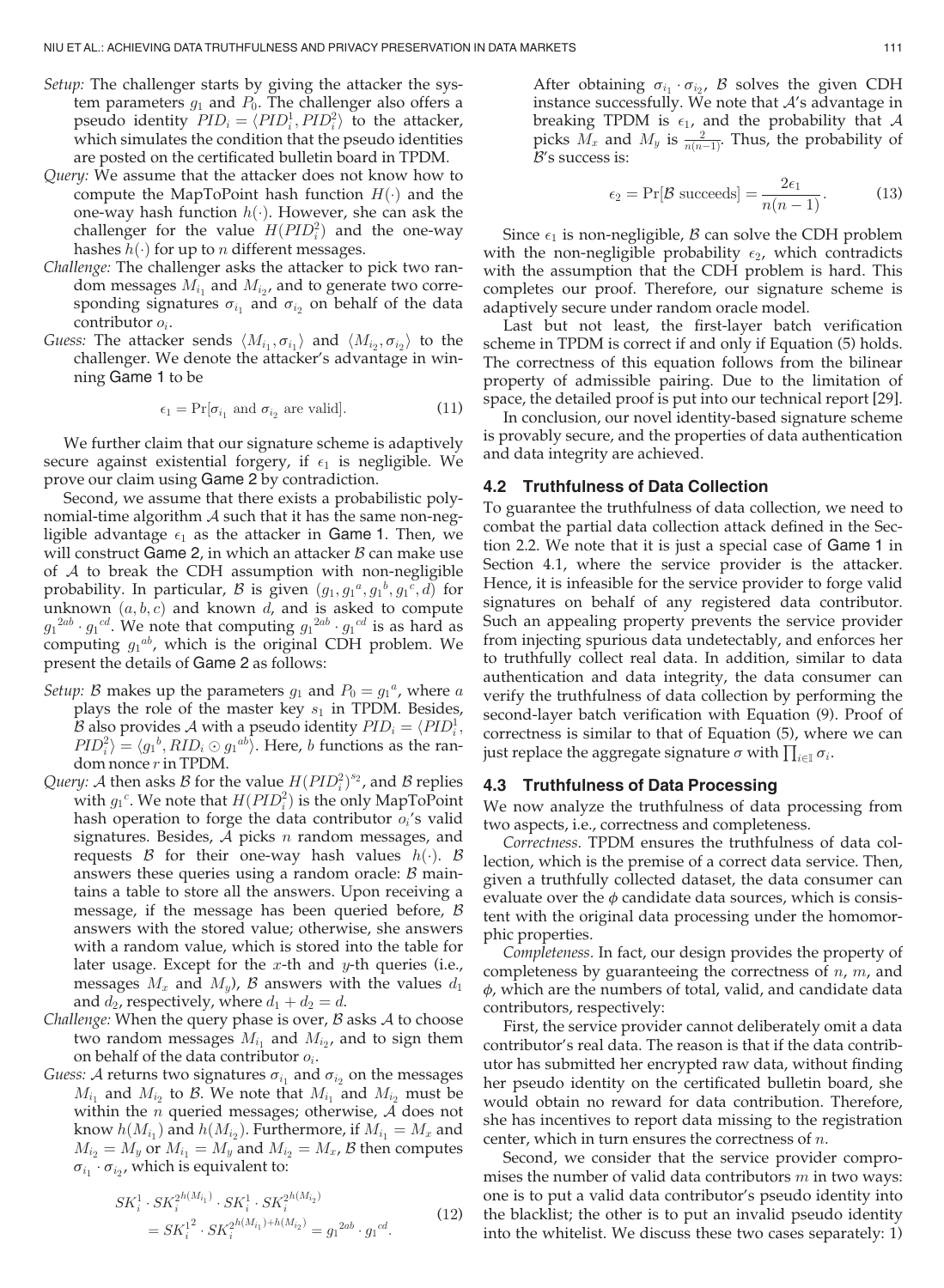*Setup:* The challenger starts by giving the attacker the system parameters $g_1$ and $P_0$. The challenger also offers a pseudo identity $PID_i = \langle PID_i^1, PID_i^2 \rangle$ to the attacker, which simulates the condition that the pseudo identities are posted on the certificated bulletin board in TPDM.

*Query:* We assume that the attacker does not know how to compute the MapToPoint hash function $H(\cdot)$ and the one-way hash function $h(\cdot)$. However, she can ask the challenger for the value $H(PID_i^2)$ and the one-way hashes $h(\cdot)$ for up to $n$ different messages.

*Challenge:* The challenger asks the attacker to pick two random messages $M_{i_1}$ and $M_{i_2}$, and to generate two corresponding signatures $\sigma_{i_1}$ and $\sigma_{i_2}$ on behalf of the data contributor $o_i$.

*Guess:* The attacker sends $\langle M_{i_1}, \sigma_{i_1} \rangle$ and $\langle M_{i_2}, \sigma_{i_2} \rangle$ to the challenger. We denote the attacker's advantage in winning Game 1 to be

$$\epsilon_1 = \Pr[\sigma_{i_1} \text{ and } \sigma_{i_2} \text{ are valid}]. \tag{11}$$

We further claim that our signature scheme is adaptively secure against existential forgery, if $\epsilon_1$ is negligible. We prove our claim using Game 2 by contradiction.

Second, we assume that there exists a probabilistic polynomial-time algorithm $\mathcal{A}$ such that it has the same non-negligible advantage $\epsilon_1$ as the attacker in Game 1. Then, we will construct Game 2, in which an attacker $\mathcal{B}$ can make use of $\mathcal{A}$ to break the CDH assumption with non-negligible probability. In particular, $\mathcal{B}$ is given $(g_1, {g_1}^a, {g_1}^b, {g_1}^c, d)$ for unknown $(a, b, c)$ and known $d$, and is asked to compute ${g_1}^{2ab} \cdot {g_1}^{cd}$. We note that computing ${g_1}^{2ab} \cdot {g_1}^{cd}$ is as hard as computing ${g_1}^{ab}$, which is the original CDH problem. We present the details of Game 2 as follows:

*Setup:* $\mathcal{B}$ makes up the parameters $g_1$ and $P_0 = {g_1}^a$, where $a$ plays the role of the master key $s_1$ in TPDM. Besides, $\mathcal{B}$ also provides $\mathcal{A}$ with a pseudo identity $PID_i = \langle PID_i^1, PID_i^2 \rangle = \langle {g_1}^b, RID_i \odot {g_1}^{ab} \rangle$. Here, $b$ functions as the random nonce $r$ in TPDM.

*Query:* $\mathcal{A}$ then asks $\mathcal{B}$ for the value $H(PID_i^2)^{s_2}$, and $\mathcal{B}$ replies with ${g_1}^c$. We note that $H(PID_i^2)$ is the only MapToPoint hash operation to forge the data contributor $o_i$'s valid signatures. Besides, $\mathcal{A}$ picks $n$ random messages, and requests $\mathcal{B}$ for their one-way hash values $h(\cdot)$. $\mathcal{B}$ answers these queries using a random oracle: $\mathcal{B}$ maintains a table to store all the answers. Upon receiving a message, if the message has been queried before, $\mathcal{B}$ answers with the stored value; otherwise, she answers with a random value, which is stored into the table for later usage. Except for the $x$-th and $y$-th queries (i.e., messages $M_x$ and $M_y$), $\mathcal{B}$ answers with the values $d_1$ and $d_2$, respectively, where $d_1 + d_2 = d$.

*Challenge:* When the query phase is over, $\mathcal{B}$ asks $\mathcal{A}$ to choose two random messages $M_{i_1}$ and $M_{i_2}$, and to sign them on behalf of the data contributor $o_i$.

*Guess:* $\mathcal{A}$ returns two signatures $\sigma_{i_1}$ and $\sigma_{i_2}$ on the messages $M_{i_1}$ and $M_{i_2}$ to $\mathcal{B}$. We note that $M_{i_1}$ and $M_{i_2}$ must be within the $n$ queried messages; otherwise, $\mathcal{A}$ does not know $h(M_{i_1})$ and $h(M_{i_2})$. Furthermore, if $M_{i_1} = M_x$ and $M_{i_2} = M_y$ or $M_{i_1} = M_y$ and $M_{i_2} = M_x$, $\mathcal{B}$ then computes $\sigma_{i_1} \cdot \sigma_{i_2}$, which is equivalent to:

$$\begin{aligned} & SK_i^1 \cdot SK_i^{2^{h(M_{i_1})}} \cdot SK_i^1 \cdot SK_i^{2^{h(M_{i_2})}} \\ &= SK_i^{1^2} \cdot SK_i^{2^{h(M_{i_1})+h(M_{i_2})}} = {g_1}^{2ab} \cdot {g_1}^{cd}. \end{aligned} \tag{12}$$

After obtaining $\sigma_{i_1} \cdot \sigma_{i_2}$, $\mathcal{B}$ solves the given CDH instance successfully. We note that $\mathcal{A}$'s advantage in breaking TPDM is $\epsilon_1$, and the probability that $\mathcal{A}$ picks $M_x$ and $M_y$ is $\frac{2}{n(n-1)}$. Thus, the probability of $\mathcal{B}$'s success is:

$$\epsilon_2 = \Pr[\mathcal{B} \text{ succeeds}] = \frac{2\epsilon_1}{n(n-1)}. \tag{13}$$

Since $\epsilon_1$ is non-negligible, $\mathcal{B}$ can solve the CDH problem with the non-negligible probability $\epsilon_2$, which contradicts with the assumption that the CDH problem is hard. This completes our proof. Therefore, our signature scheme is adaptively secure under random oracle model.

Last but not least, the first-layer batch verification scheme in TPDM is correct if and only if Equation (5) holds. The correctness of this equation follows from the bilinear property of admissible pairing. Due to the limitation of space, the detailed proof is put into our technical report [29].

In conclusion, our novel identity-based signature scheme is provably secure, and the properties of data authentication and data integrity are achieved.

### 4.2 Truthfulness of Data Collection

To guarantee the truthfulness of data collection, we need to combat the partial data collection attack defined in the Section 2.2. We note that it is just a special case of Game 1 in Section 4.1, where the service provider is the attacker. Hence, it is infeasible for the service provider to forge valid signatures on behalf of any registered data contributor. Such an appealing property prevents the service provider from injecting spurious data undetectably, and enforces her to truthfully collect real data. In addition, similar to data authentication and data integrity, the data consumer can verify the truthfulness of data collection by performing the second-layer batch verification with Equation (9). Proof of correctness is similar to that of Equation (5), where we can just replace the aggregate signature $\sigma$ with $\prod_{i \in \mathbb{I}} \sigma_i$.

### 4.3 Truthfulness of Data Processing

We now analyze the truthfulness of data processing from two aspects, i.e., correctness and completeness.

*Correctness.* TPDM ensures the truthfulness of data collection, which is the premise of a correct data service. Then, given a truthfully collected dataset, the data consumer can evaluate over the $\phi$ candidate data sources, which is consistent with the original data processing under the homomorphic properties.

*Completeness.* In fact, our design provides the property of completeness by guaranteeing the correctness of $n$, $m$, and $\phi$, which are the numbers of total, valid, and candidate data contributors, respectively:

First, the service provider cannot deliberately omit a data contributor's real data. The reason is that if the data contributor has submitted her encrypted raw data, without finding her pseudo identity on the certificated bulletin board, she would obtain no reward for data contribution. Therefore, she has incentives to report data missing to the registration center, which in turn ensures the correctness of $n$.

Second, we consider that the service provider compromises the number of valid data contributors $m$ in two ways: one is to put a valid data contributor's pseudo identity into the blacklist; the other is to put an invalid pseudo identity into the whitelist. We discuss these two cases separately: 1)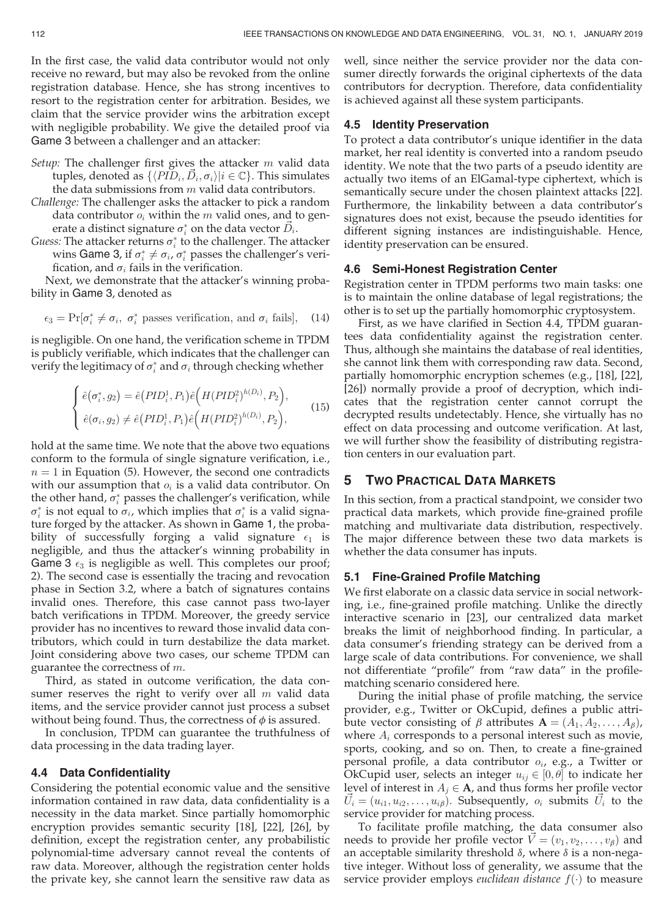In the first case, the valid data contributor would not only receive no reward, but may also be revoked from the online registration database. Hence, she has strong incentives to resort to the registration center for arbitration. Besides, we claim that the service provider wins the arbitration except with negligible probability. We give the detailed proof via Game 3 between a challenger and an attacker:

*Setup:* The challenger first gives the attacker $m$ valid data tuples, denoted as $\{\langle PID_i, \vec{D}_i, \sigma_i\rangle | i \in \mathbb{C}\}$. This simulates the data submissions from $m$ valid data contributors.

*Challenge:* The challenger asks the attacker to pick a random data contributor $o_i$ within the $m$ valid ones, and to generate a distinct signature $\sigma_i^*$ on the data vector $\vec{D}_i$.

*Guess:* The attacker returns $\sigma_i^*$ to the challenger. The attacker wins Game 3, if $\sigma_i^* \neq \sigma_i$, $\sigma_i^*$ passes the challenger's verification, and $\sigma_i$ fails in the verification.

Next, we demonstrate that the attacker's winning probability in Game 3, denoted as

$$\epsilon_3 = \Pr[\sigma_i^* \neq \sigma_i,\ \sigma_i^* \text{ passes verification, and } \sigma_i \text{ fails}], \quad (14)$$

is negligible. On one hand, the verification scheme in TPDM is publicly verifiable, which indicates that the challenger can verify the legitimacy of $\sigma_i^*$ and $\sigma_i$ through checking whether

$$\begin{cases} \hat{e}(\sigma_i^*, g_2) = \hat{e}(PID_i^1, P_1)\hat{e}\Big(H(PID_i^2)^{h(D_i)}, P_2\Big), \\ \hat{e}(\sigma_i, g_2) \neq \hat{e}(PID_i^1, P_1)\hat{e}\Big(H(PID_i^2)^{h(D_i)}, P_2\Big), \end{cases} \quad (15)$$

hold at the same time. We note that the above two equations conform to the formula of single signature verification, i.e., $n = 1$ in Equation (5). However, the second one contradicts with our assumption that $o_i$ is a valid data contributor. On the other hand, $\sigma_i^*$ passes the challenger's verification, while $\sigma_i^*$ is not equal to $\sigma_i$, which implies that $\sigma_i^*$ is a valid signature forged by the attacker. As shown in Game 1, the probability of successfully forging a valid signature $\epsilon_1$ is negligible, and thus the attacker's winning probability in Game 3 $\epsilon_3$ is negligible as well. This completes our proof; 2). The second case is essentially the tracing and revocation phase in Section 3.2, where a batch of signatures contains invalid ones. Therefore, this case cannot pass two-layer batch verifications in TPDM. Moreover, the greedy service provider has no incentives to reward those invalid data contributors, which could in turn destabilize the data market. Joint considering above two cases, our scheme TPDM can guarantee the correctness of $m$.

Third, as stated in outcome verification, the data consumer reserves the right to verify over all $m$ valid data items, and the service provider cannot just process a subset without being found. Thus, the correctness of $\phi$ is assured.

In conclusion, TPDM can guarantee the truthfulness of data processing in the data trading layer.

### 4.4 Data Confidentiality

Considering the potential economic value and the sensitive information contained in raw data, data confidentiality is a necessity in the data market. Since partially homomorphic encryption provides semantic security [18], [22], [26], by definition, except the registration center, any probabilistic polynomial-time adversary cannot reveal the contents of raw data. Moreover, although the registration center holds the private key, she cannot learn the sensitive raw data as well, since neither the service provider nor the data consumer directly forwards the original ciphertexts of the data contributors for decryption. Therefore, data confidentiality is achieved against all these system participants.

### 4.5 Identity Preservation

To protect a data contributor's unique identifier in the data market, her real identity is converted into a random pseudo identity. We note that the two parts of a pseudo identity are actually two items of an ElGamal-type ciphertext, which is semantically secure under the chosen plaintext attacks [22]. Furthermore, the linkability between a data contributor's signatures does not exist, because the pseudo identities for different signing instances are indistinguishable. Hence, identity preservation can be ensured.

### 4.6 Semi-Honest Registration Center

Registration center in TPDM performs two main tasks: one is to maintain the online database of legal registrations; the other is to set up the partially homomorphic cryptosystem.

First, as we have clarified in Section 4.4, TPDM guarantees data confidentiality against the registration center. Thus, although she maintains the database of real identities, she cannot link them with corresponding raw data. Second, partially homomorphic encryption schemes (e.g., [18], [22], [26]) normally provide a proof of decryption, which indicates that the registration center cannot corrupt the decrypted results undetectably. Hence, she virtually has no effect on data processing and outcome verification. At last, we will further show the feasibility of distributing registration centers in our evaluation part.

## 5 Two Practical Data Markets

In this section, from a practical standpoint, we consider two practical data markets, which provide fine-grained profile matching and multivariate data distribution, respectively. The major difference between these two data markets is whether the data consumer has inputs.

### 5.1 Fine-Grained Profile Matching

We first elaborate on a classic data service in social networking, i.e., fine-grained profile matching. Unlike the directly interactive scenario in [23], our centralized data market breaks the limit of neighborhood finding. In particular, a data consumer's friending strategy can be derived from a large scale of data contributions. For convenience, we shall not differentiate "profile" from "raw data" in the profile-matching scenario considered here.

During the initial phase of profile matching, the service provider, e.g., Twitter or OkCupid, defines a public attribute vector consisting of $\beta$ attributes $\mathbf{A} = (A_1, A_2, \ldots, A_\beta)$, where $A_i$ corresponds to a personal interest such as movie, sports, cooking, and so on. Then, to create a fine-grained personal profile, a data contributor $o_i$, e.g., a Twitter or OkCupid user, selects an integer $u_{ij} \in [0, \theta]$ to indicate her level of interest in $A_j \in \mathbf{A}$, and thus forms her profile vector $\vec{U}_i = (u_{i1}, u_{i2}, \ldots, u_{i\beta})$. Subsequently, $o_i$ submits $\vec{U}_i$ to the service provider for matching process.

To facilitate profile matching, the data consumer also needs to provide her profile vector $\vec{V} = (v_1, v_2, \ldots, v_\beta)$ and an acceptable similarity threshold $\delta$, where $\delta$ is a non-negative integer. Without loss of generality, we assume that the service provider employs *euclidean distance* $f(\cdot)$ to measure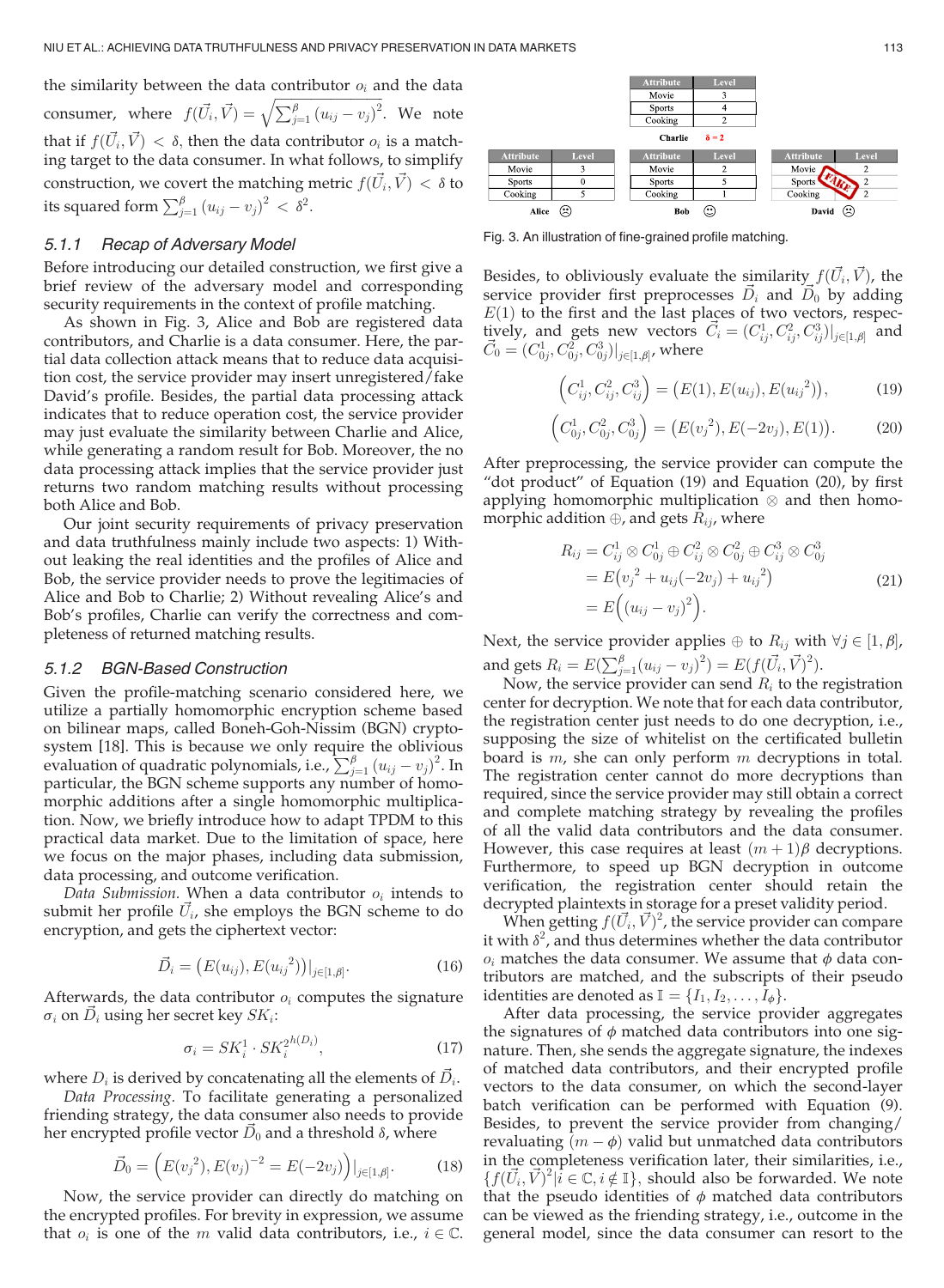the similarity between the data contributor $o_i$ and the data consumer, where $f(\vec{U}_i, \vec{V}) = \sqrt{\sum_{j=1}^{\beta} (u_{ij} - v_j)^2}$. We note that if $f(\vec{U}_i, \vec{V}) < \delta$, then the data contributor $o_i$ is a matching target to the data consumer. In what follows, to simplify construction, we covert the matching metric $f(\vec{U}_i, \vec{V}) < \delta$ to its squared form $\sum_{j=1}^{\beta} (u_{ij} - v_j)^2 < \delta^2$.

### 5.1.1 Recap of Adversary Model

Before introducing our detailed construction, we first give a brief review of the adversary model and corresponding security requirements in the context of profile matching.

As shown in Fig. 3, Alice and Bob are registered data contributors, and Charlie is a data consumer. Here, the partial data collection attack means that to reduce data acquisition cost, the service provider may insert unregistered/fake David's profile. Besides, the partial data processing attack indicates that to reduce operation cost, the service provider may just evaluate the similarity between Charlie and Alice, while generating a random result for Bob. Moreover, the no data processing attack implies that the service provider just returns two random matching results without processing both Alice and Bob.

Our joint security requirements of privacy preservation and data truthfulness mainly include two aspects: 1) Without leaking the real identities and the profiles of Alice and Bob, the service provider needs to prove the legitimacies of Alice and Bob to Charlie; 2) Without revealing Alice's and Bob's profiles, Charlie can verify the correctness and completeness of returned matching results.

### 5.1.2 BGN-Based Construction

Given the profile-matching scenario considered here, we utilize a partially homomorphic encryption scheme based on bilinear maps, called Boneh-Goh-Nissim (BGN) cryptosystem [18]. This is because we only require the oblivious evaluation of quadratic polynomials, i.e., $\sum_{j=1}^{\beta} (u_{ij} - v_j)^2$. In particular, the BGN scheme supports any number of homomorphic additions after a single homomorphic multiplication. Now, we briefly introduce how to adapt TPDM to this practical data market. Due to the limitation of space, here we focus on the major phases, including data submission, data processing, and outcome verification.

*Data Submission.* When a data contributor $o_i$ intends to submit her profile $\vec{U}_i$, she employs the BGN scheme to do encryption, and gets the ciphertext vector:

$$\vec{D}_i = \left(E(u_{ij}), E(u_{ij}^{\,2})\right)|_{j \in [1,\beta]}. \tag{16}$$

Afterwards, the data contributor $o_i$ computes the signature $\sigma_i$ on $\vec{D}_i$ using her secret key $SK_i$:

$$\sigma_i = SK_i^1 \cdot SK_i^{2^{h(D_i)}}, \tag{17}$$

where $D_i$ is derived by concatenating all the elements of $\vec{D}_i$.

*Data Processing.* To facilitate generating a personalized friending strategy, the data consumer also needs to provide her encrypted profile vector $\vec{D}_0$ and a threshold $\delta$, where

$$\vec{D}_0 = \left(E(v_j^{\,2}), E(v_j)^{-2} = E(-2v_j)\right)|_{j \in [1,\beta]}. \tag{18}$$

Now, the service provider can directly do matching on the encrypted profiles. For brevity in expression, we assume that $o_i$ is one of the $m$ valid data contributors, i.e., $i \in \mathbb{C}$.

| Attribute | Level |
|---|---|
| Movie | 3 |
| Sports | 4 |
| Cooking | 2 |

**Charlie** $\delta = 2$

| Attribute | Level |
|---|---|
| Movie | 3 |
| Sports | 0 |
| Cooking | 5 |

**Alice**

| Attribute | Level |
|---|---|
| Movie | 2 |
| Sports | 5 |
| Cooking | 1 |

**Bob**

| Attribute | Level |
|---|---|
| Movie | 2 |
| Sports | 2 |
| Cooking | 2 |

**David** (FAKE)

Fig. 3. An illustration of fine-grained profile matching.

Besides, to obliviously evaluate the similarity $f(\vec{U}_i, \vec{V})$, the service provider first preprocesses $\vec{D}_i$ and $\vec{D}_0$ by adding $E(1)$ to the first and the last places of two vectors, respectively, and gets new vectors $\vec{C}_i = (C_{ij}^1, C_{ij}^2, C_{ij}^3)|_{j\in[1,\beta]}$ and $\vec{C}_0 = (C_{0j}^1, C_{0j}^2, C_{0j}^3)|_{j\in[1,\beta]}$, where

$$\left(C_{ij}^1, C_{ij}^2, C_{ij}^3\right) = \left(E(1), E(u_{ij}), E(u_{ij}^{\,2})\right), \tag{19}$$

$$\left(C_{0j}^1, C_{0j}^2, C_{0j}^3\right) = \left(E(v_j^{\,2}), E(-2v_j), E(1)\right). \tag{20}$$

After preprocessing, the service provider can compute the "dot product" of Equation (19) and Equation (20), by first applying homomorphic multiplication $\otimes$ and then homomorphic addition $\oplus$, and gets $R_{ij}$, where

$$\begin{aligned} R_{ij} &= C_{ij}^1 \otimes C_{0j}^1 \oplus C_{ij}^2 \otimes C_{0j}^2 \oplus C_{ij}^3 \otimes C_{0j}^3 \\ &= E\left(v_j^{\,2} + u_{ij}(-2v_j) + u_{ij}^{\,2}\right) \\ &= E\left((u_{ij} - v_j)^2\right). \end{aligned} \tag{21}$$

Next, the service provider applies $\oplus$ to $R_{ij}$ with $\forall j \in [1, \beta]$, and gets $R_i = E(\sum_{j=1}^{\beta}(u_{ij} - v_j)^2) = E(f(\vec{U}_i, \vec{V})^2)$.

Now, the service provider can send $R_i$ to the registration center for decryption. We note that for each data contributor, the registration center just needs to do one decryption, i.e., supposing the size of whitelist on the certificated bulletin board is $m$, she can only perform $m$ decryptions in total. The registration center cannot do more decryptions than required, since the service provider may still obtain a correct and complete matching strategy by revealing the profiles of all the valid data contributors and the data consumer. However, this case requires at least $(m+1)\beta$ decryptions. Furthermore, to speed up BGN decryption in outcome verification, the registration center should retain the decrypted plaintexts in storage for a preset validity period.

When getting $f(\vec{U}_i, \vec{V})^2$, the service provider can compare it with $\delta^2$, and thus determines whether the data contributor $o_i$ matches the data consumer. We assume that $\phi$ data contributors are matched, and the subscripts of their pseudo identities are denoted as $\mathbb{I} = \{I_1, I_2, \ldots, I_\phi\}$.

After data processing, the service provider aggregates the signatures of $\phi$ matched data contributors into one signature. Then, she sends the aggregate signature, the indexes of matched data contributors, and their encrypted profile vectors to the data consumer, on which the second-layer batch verification can be performed with Equation (9). Besides, to prevent the service provider from changing/revaluating $(m - \phi)$ valid but unmatched data contributors in the completeness verification later, their similarities, i.e., $\{f(\vec{U}_i, \vec{V})^2 | i \in \mathbb{C}, i \notin \mathbb{I}\}$, should also be forwarded. We note that the pseudo identities of $\phi$ matched data contributors can be viewed as the friending strategy, i.e., outcome in the general model, since the data consumer can resort to the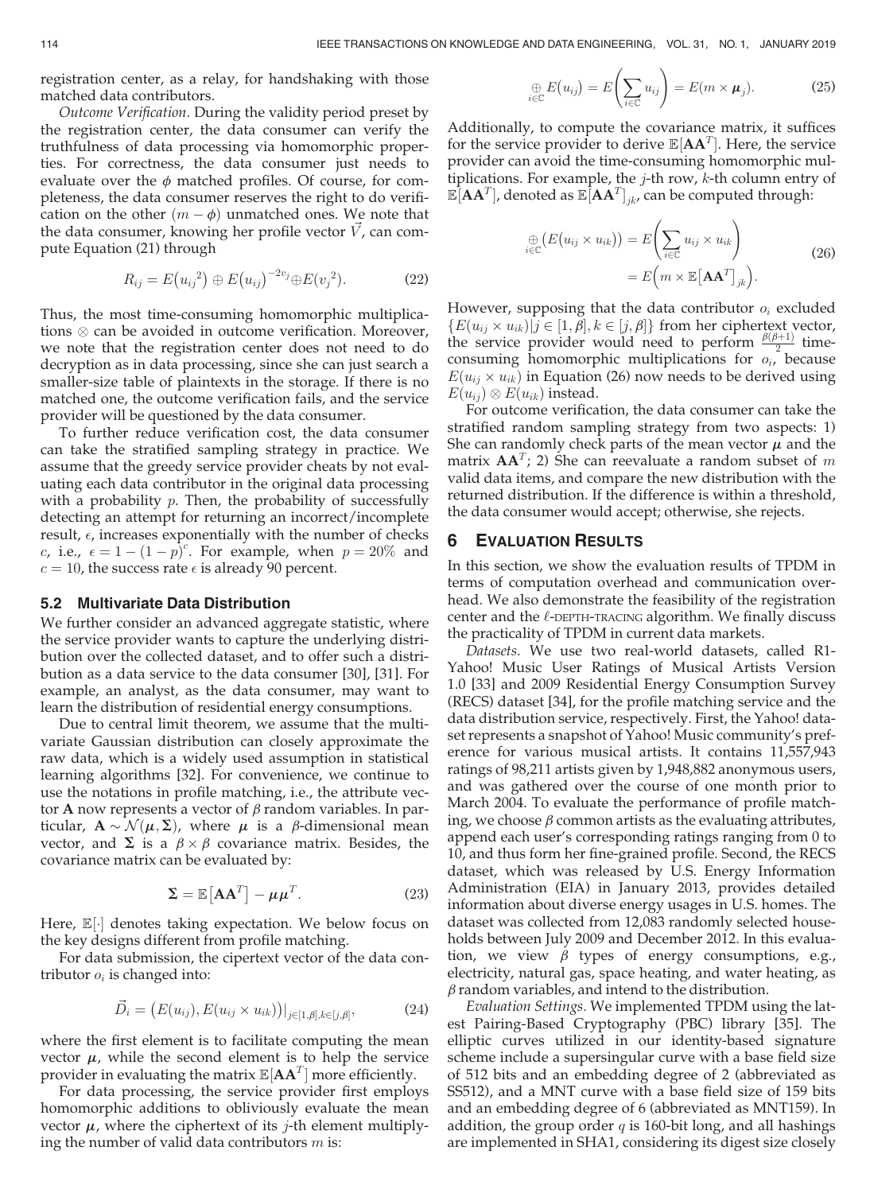registration center, as a relay, for handshaking with those matched data contributors.

*Outcome Verification.* During the validity period preset by the registration center, the data consumer can verify the truthfulness of data processing via homomorphic properties. For correctness, the data consumer just needs to evaluate over the $\phi$ matched profiles. Of course, for completeness, the data consumer reserves the right to do verification on the other $(m - \phi)$ unmatched ones. We note that the data consumer, knowing her profile vector $\vec{V}$, can compute Equation (21) through

$$R_{ij} = E(u_{ij}{}^2) \oplus E(u_{ij})^{-2v_j} \oplus E(v_j{}^2). \tag{22}$$

Thus, the most time-consuming homomorphic multiplications $\otimes$ can be avoided in outcome verification. Moreover, we note that the registration center does not need to do decryption as in data processing, since she can just search a smaller-size table of plaintexts in the storage. If there is no matched one, the outcome verification fails, and the service provider will be questioned by the data consumer.

To further reduce verification cost, the data consumer can take the stratified sampling strategy in practice. We assume that the greedy service provider cheats by not evaluating each data contributor in the original data processing with a probability $p$. Then, the probability of successfully detecting an attempt for returning an incorrect/incomplete result, $\epsilon$, increases exponentially with the number of checks $c$, i.e., $\epsilon = 1 - (1-p)^c$. For example, when $p = 20\%$ and $c = 10$, the success rate $\epsilon$ is already 90 percent.

### 5.2 Multivariate Data Distribution

We further consider an advanced aggregate statistic, where the service provider wants to capture the underlying distribution over the collected dataset, and to offer such a distribution as a data service to the data consumer [30], [31]. For example, an analyst, as the data consumer, may want to learn the distribution of residential energy consumptions.

Due to central limit theorem, we assume that the multivariate Gaussian distribution can closely approximate the raw data, which is a widely used assumption in statistical learning algorithms [32]. For convenience, we continue to use the notations in profile matching, i.e., the attribute vector $\mathbf{A}$ now represents a vector of $\beta$ random variables. In particular, $\mathbf{A} \sim \mathcal{N}(\boldsymbol{\mu}, \boldsymbol{\Sigma})$, where $\boldsymbol{\mu}$ is a $\beta$-dimensional mean vector, and $\boldsymbol{\Sigma}$ is a $\beta \times \beta$ covariance matrix. Besides, the covariance matrix can be evaluated by:

$$\boldsymbol{\Sigma} = \mathbb{E}[\mathbf{A}\mathbf{A}^T] - \boldsymbol{\mu}\boldsymbol{\mu}^T. \tag{23}$$

Here, $\mathbb{E}[\cdot]$ denotes taking expectation. We below focus on the key designs different from profile matching.

For data submission, the cipertext vector of the data contributor $o_i$ is changed into:

$$\vec{D}_i = \left(E(u_{ij}), E(u_{ij} \times u_{ik})\right)\big|_{j \in [1,\beta], k \in [j,\beta]}, \tag{24}$$

where the first element is to facilitate computing the mean vector $\boldsymbol{\mu}$, while the second element is to help the service provider in evaluating the matrix $\mathbb{E}[\mathbf{A}\mathbf{A}^T]$ more efficiently.

For data processing, the service provider first employs homomorphic additions to obliviously evaluate the mean vector $\boldsymbol{\mu}$, where the ciphertext of its $j$-th element multiplying the number of valid data contributors $m$ is:

$$\underset{i \in \mathbb{C}}{\oplus} E(u_{ij}) = E\left(\sum_{i \in \mathbb{C}} u_{ij}\right) = E(m \times \boldsymbol{\mu}_j). \tag{25}$$

Additionally, to compute the covariance matrix, it suffices for the service provider to derive $\mathbb{E}[\mathbf{A}\mathbf{A}^T]$. Here, the service provider can avoid the time-consuming homomorphic multiplications. For example, the $j$-th row, $k$-th column entry of $\mathbb{E}[\mathbf{A}\mathbf{A}^T]$, denoted as $\mathbb{E}[\mathbf{A}\mathbf{A}^T]_{jk}$, can be computed through:

$$\begin{aligned}\underset{i \in \mathbb{C}}{\oplus}\left(E(u_{ij} \times u_{ik})\right) &= E\left(\sum_{i \in \mathbb{C}} u_{ij} \times u_{ik}\right) \\ &= E\left(m \times \mathbb{E}[\mathbf{A}\mathbf{A}^T]_{jk}\right).\end{aligned} \tag{26}$$

However, supposing that the data contributor $o_i$ excluded $\{E(u_{ij} \times u_{ik}) | j \in [1,\beta], k \in [j,\beta]\}$ from her ciphertext vector, the service provider would need to perform $\frac{\beta(\beta+1)}{2}$ time-consuming homomorphic multiplications for $o_i$, because $E(u_{ij} \times u_{ik})$ in Equation (26) now needs to be derived using $E(u_{ij}) \otimes E(u_{ik})$ instead.

For outcome verification, the data consumer can take the stratified random sampling strategy from two aspects: 1) She can randomly check parts of the mean vector $\boldsymbol{\mu}$ and the matrix $\mathbf{A}\mathbf{A}^T$; 2) She can reevaluate a random subset of $m$ valid data items, and compare the new distribution with the returned distribution. If the difference is within a threshold, the data consumer would accept; otherwise, she rejects.

## 6 Evaluation Results

In this section, we show the evaluation results of TPDM in terms of computation overhead and communication overhead. We also demonstrate the feasibility of the registration center and the $\ell$-DEPTH-TRACING algorithm. We finally discuss the practicality of TPDM in current data markets.

*Datasets.* We use two real-world datasets, called R1-Yahoo! Music User Ratings of Musical Artists Version 1.0 [33] and 2009 Residential Energy Consumption Survey (RECS) dataset [34], for the profile matching service and the data distribution service, respectively. First, the Yahoo! dataset represents a snapshot of Yahoo! Music community's preference for various musical artists. It contains 11,557,943 ratings of 98,211 artists given by 1,948,882 anonymous users, and was gathered over the course of one month prior to March 2004. To evaluate the performance of profile matching, we choose $\beta$ common artists as the evaluating attributes, append each user's corresponding ratings ranging from 0 to 10, and thus form her fine-grained profile. Second, the RECS dataset, which was released by U.S. Energy Information Administration (EIA) in January 2013, provides detailed information about diverse energy usages in U.S. homes. The dataset was collected from 12,083 randomly selected households between July 2009 and December 2012. In this evaluation, we view $\beta$ types of energy consumptions, e.g., electricity, natural gas, space heating, and water heating, as $\beta$ random variables, and intend to the distribution.

*Evaluation Settings.* We implemented TPDM using the latest Pairing-Based Cryptography (PBC) library [35]. The elliptic curves utilized in our identity-based signature scheme include a supersingular curve with a base field size of 512 bits and an embedding degree of 2 (abbreviated as SS512), and a MNT curve with a base field size of 159 bits and an embedding degree of 6 (abbreviated as MNT159). In addition, the group order $q$ is 160-bit long, and all hashings are implemented in SHA1, considering its digest size closely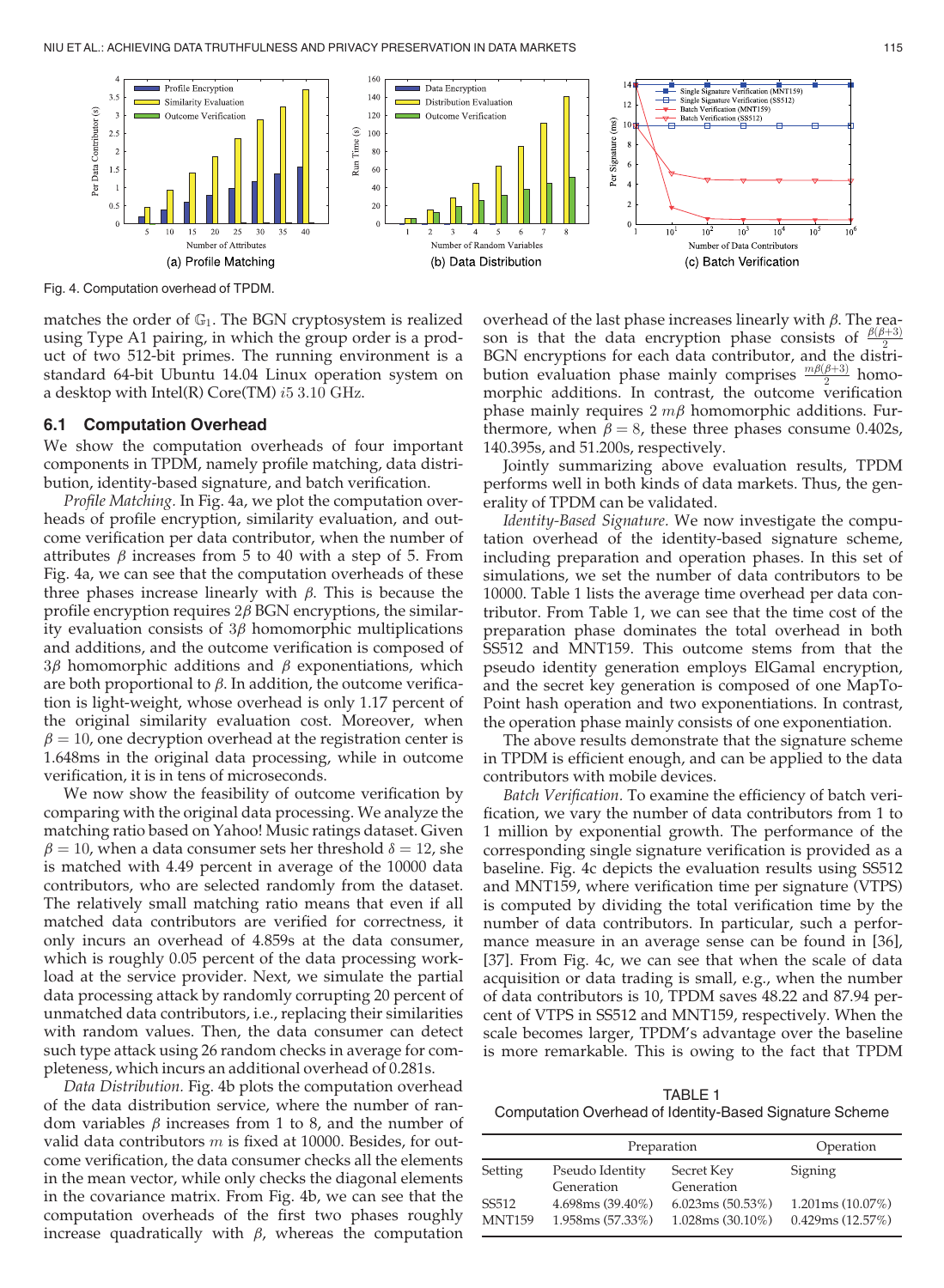Fig. 4. Computation overhead of TPDM.

matches the order of $\mathbb{G}_1$. The BGN cryptosystem is realized using Type A1 pairing, in which the group order is a product of two 512-bit primes. The running environment is a standard 64-bit Ubuntu 14.04 Linux operation system on a desktop with Intel(R) Core(TM) $i5$ 3.10 GHz.

### 6.1 Computation Overhead

We show the computation overheads of four important components in TPDM, namely profile matching, data distribution, identity-based signature, and batch verification.

*Profile Matching.* In Fig. 4a, we plot the computation overheads of profile encryption, similarity evaluation, and outcome verification per data contributor, when the number of attributes $\beta$ increases from 5 to 40 with a step of 5. From Fig. 4a, we can see that the computation overheads of these three phases increase linearly with $\beta$. This is because the profile encryption requires $2\beta$ BGN encryptions, the similarity evaluation consists of $3\beta$ homomorphic multiplications and additions, and the outcome verification is composed of $3\beta$ homomorphic additions and $\beta$ exponentiations, which are both proportional to $\beta$. In addition, the outcome verification is light-weight, whose overhead is only 1.17 percent of the original similarity evaluation cost. Moreover, when $\beta = 10$, one decryption overhead at the registration center is 1.648ms in the original data processing, while in outcome verification, it is in tens of microseconds.

We now show the feasibility of outcome verification by comparing with the original data processing. We analyze the matching ratio based on Yahoo! Music ratings dataset. Given $\beta = 10$, when a data consumer sets her threshold $\delta = 12$, she is matched with 4.49 percent in average of the 10000 data contributors, who are selected randomly from the dataset. The relatively small matching ratio means that even if all matched data contributors are verified for correctness, it only incurs an overhead of 4.859s at the data consumer, which is roughly 0.05 percent of the data processing workload at the service provider. Next, we simulate the partial data processing attack by randomly corrupting 20 percent of unmatched data contributors, i.e., replacing their similarities with random values. Then, the data consumer can detect such type attack using 26 random checks in average for completeness, which incurs an additional overhead of 0.281s.

*Data Distribution.* Fig. 4b plots the computation overhead of the data distribution service, where the number of random variables $\beta$ increases from 1 to 8, and the number of valid data contributors $m$ is fixed at 10000. Besides, for outcome verification, the data consumer checks all the elements in the mean vector, while only checks the diagonal elements in the covariance matrix. From Fig. 4b, we can see that the computation overheads of the first two phases roughly increase quadratically with $\beta$, whereas the computation overhead of the last phase increases linearly with $\beta$. The reason is that the data encryption phase consists of $\frac{\beta(\beta+3)}{2}$ BGN encryptions for each data contributor, and the distribution evaluation phase mainly comprises $\frac{m\beta(\beta+3)}{2}$ homomorphic additions. In contrast, the outcome verification phase mainly requires $2\,m\beta$ homomorphic additions. Furthermore, when $\beta = 8$, these three phases consume 0.402s, 140.395s, and 51.200s, respectively.

Jointly summarizing above evaluation results, TPDM performs well in both kinds of data markets. Thus, the generality of TPDM can be validated.

*Identity-Based Signature.* We now investigate the computation overhead of the identity-based signature scheme, including preparation and operation phases. In this set of simulations, we set the number of data contributors to be 10000. Table 1 lists the average time overhead per data contributor. From Table 1, we can see that the time cost of the preparation phase dominates the total overhead in both SS512 and MNT159. This outcome stems from that the pseudo identity generation employs ElGamal encryption, and the secret key generation is composed of one MapToPoint hash operation and two exponentiations. In contrast, the operation phase mainly consists of one exponentiation.

The above results demonstrate that the signature scheme in TPDM is efficient enough, and can be applied to the data contributors with mobile devices.

*Batch Verification.* To examine the efficiency of batch verification, we vary the number of data contributors from 1 to 1 million by exponential growth. The performance of the corresponding single signature verification is provided as a baseline. Fig. 4c depicts the evaluation results using SS512 and MNT159, where verification time per signature (VTPS) is computed by dividing the total verification time by the number of data contributors. In particular, such a performance measure in an average sense can be found in [36], [37]. From Fig. 4c, we can see that when the scale of data acquisition or data trading is small, e.g., when the number of data contributors is 10, TPDM saves 48.22 and 87.94 percent of VTPS in SS512 and MNT159, respectively. When the scale becomes larger, TPDM's advantage over the baseline is more remarkable. This is owing to the fact that TPDM

TABLE 1
Computation Overhead of Identity-Based Signature Scheme

| | Preparation | | Operation |
|---|---|---|---|
| Setting | Pseudo Identity Generation | Secret Key Generation | Signing |
| SS512 | 4.698ms (39.40%) | 6.023ms (50.53%) | 1.201ms (10.07%) |
| MNT159 | 1.958ms (57.33%) | 1.028ms (30.10%) | 0.429ms (12.57%) |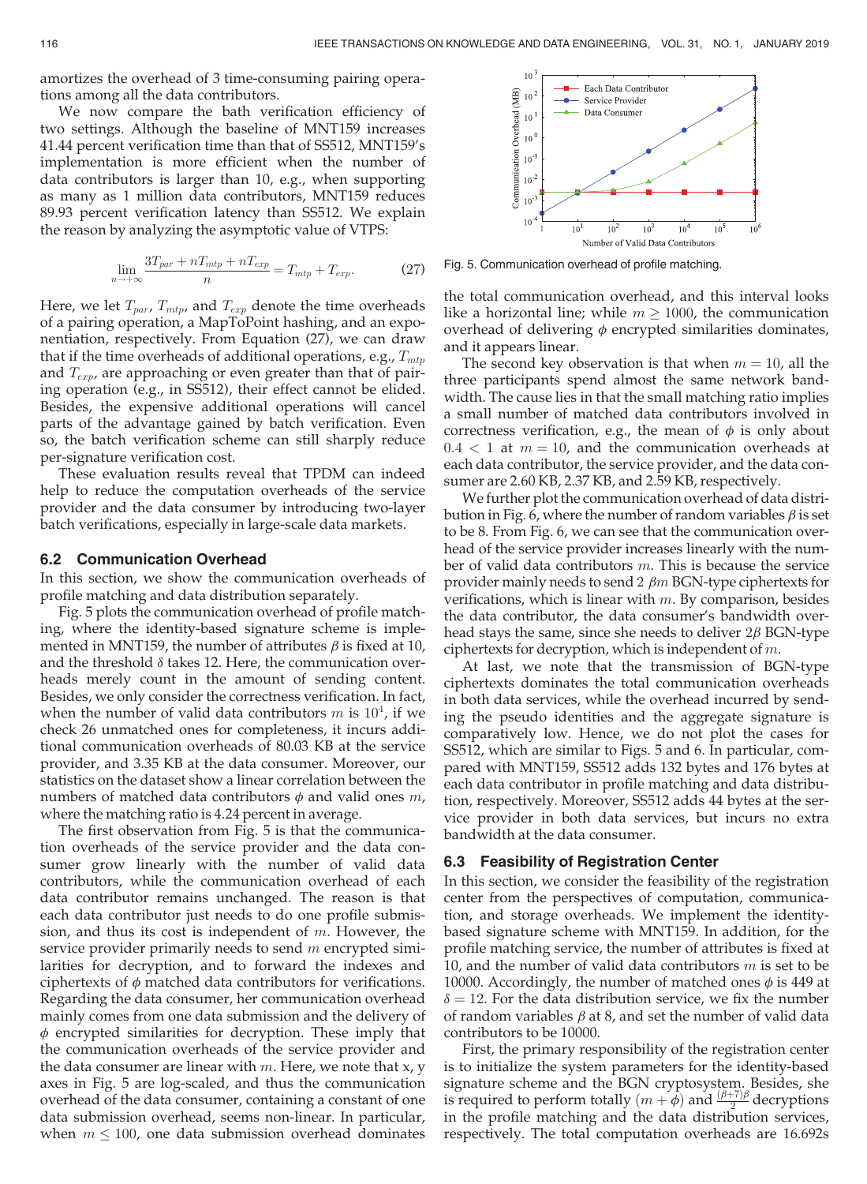amortizes the overhead of 3 time-consuming pairing operations among all the data contributors.

We now compare the bath verification efficiency of two settings. Although the baseline of MNT159 increases 41.44 percent verification time than that of SS512, MNT159's implementation is more efficient when the number of data contributors is larger than 10, e.g., when supporting as many as 1 million data contributors, MNT159 reduces 89.93 percent verification latency than SS512. We explain the reason by analyzing the asymptotic value of VTPS:

$$\lim_{n\to+\infty}\frac{3T_{par}+nT_{mtp}+nT_{exp}}{n}=T_{mtp}+T_{exp}. \tag{27}$$

Here, we let $T_{par}$, $T_{mtp}$, and $T_{exp}$ denote the time overheads of a pairing operation, a MapToPoint hashing, and an exponentiation, respectively. From Equation (27), we can draw that if the time overheads of additional operations, e.g., $T_{mtp}$ and $T_{exp}$, are approaching or even greater than that of pairing operation (e.g., in SS512), their effect cannot be elided. Besides, the expensive additional operations will cancel parts of the advantage gained by batch verification. Even so, the batch verification scheme can still sharply reduce per-signature verification cost.

These evaluation results reveal that TPDM can indeed help to reduce the computation overheads of the service provider and the data consumer by introducing two-layer batch verifications, especially in large-scale data markets.

### 6.2 Communication Overhead

In this section, we show the communication overheads of profile matching and data distribution separately.

Fig. 5 plots the communication overhead of profile matching, where the identity-based signature scheme is implemented in MNT159, the number of attributes $\beta$ is fixed at 10, and the threshold $\delta$ takes 12. Here, the communication overheads merely count in the amount of sending content. Besides, we only consider the correctness verification. In fact, when the number of valid data contributors $m$ is $10^4$, if we check 26 unmatched ones for completeness, it incurs additional communication overheads of 80.03 KB at the service provider, and 3.35 KB at the data consumer. Moreover, our statistics on the dataset show a linear correlation between the numbers of matched data contributors $\phi$ and valid ones $m$, where the matching ratio is 4.24 percent in average.

The first observation from Fig. 5 is that the communication overheads of the service provider and the data consumer grow linearly with the number of valid data contributors, while the communication overhead of each data contributor remains unchanged. The reason is that each data contributor just needs to do one profile submission, and thus its cost is independent of $m$. However, the service provider primarily needs to send $m$ encrypted similarities for decryption, and to forward the indexes and ciphertexts of $\phi$ matched data contributors for verifications. Regarding the data consumer, her communication overhead mainly comes from one data submission and the delivery of $\phi$ encrypted similarities for decryption. These imply that the communication overheads of the service provider and the data consumer are linear with $m$. Here, we note that x, y axes in Fig. 5 are log-scaled, and thus the communication overhead of the data consumer, containing a constant of one data submission overhead, seems non-linear. In particular, when $m \leq 100$, one data submission overhead dominates the total communication overhead, and this interval looks like a horizontal line; while $m \geq 1000$, the communication overhead of delivering $\phi$ encrypted similarities dominates, and it appears linear.

Fig. 5. Communication overhead of profile matching.

The second key observation is that when $m = 10$, all the three participants spend almost the same network bandwidth. The cause lies in that the small matching ratio implies a small number of matched data contributors involved in correctness verification, e.g., the mean of $\phi$ is only about $0.4 < 1$ at $m = 10$, and the communication overheads at each data contributor, the service provider, and the data consumer are 2.60 KB, 2.37 KB, and 2.59 KB, respectively.

We further plot the communication overhead of data distribution in Fig. 6, where the number of random variables $\beta$ is set to be 8. From Fig. 6, we can see that the communication overhead of the service provider increases linearly with the number of valid data contributors $m$. This is because the service provider mainly needs to send 2 $\beta m$ BGN-type ciphertexts for verifications, which is linear with $m$. By comparison, besides the data contributor, the data consumer's bandwidth overhead stays the same, since she needs to deliver $2\beta$ BGN-type ciphertexts for decryption, which is independent of $m$.

At last, we note that the transmission of BGN-type ciphertexts dominates the total communication overheads in both data services, while the overhead incurred by sending the pseudo identities and the aggregate signature is comparatively low. Hence, we do not plot the cases for SS512, which are similar to Figs. 5 and 6. In particular, compared with MNT159, SS512 adds 132 bytes and 176 bytes at each data contributor in profile matching and data distribution, respectively. Moreover, SS512 adds 44 bytes at the service provider in both data services, but incurs no extra bandwidth at the data consumer.

### 6.3 Feasibility of Registration Center

In this section, we consider the feasibility of the registration center from the perspectives of computation, communication, and storage overheads. We implement the identity-based signature scheme with MNT159. In addition, for the profile matching service, the number of attributes is fixed at 10, and the number of valid data contributors $m$ is set to be 10000. Accordingly, the number of matched ones $\phi$ is 449 at $\delta = 12$. For the data distribution service, we fix the number of random variables $\beta$ at 8, and set the number of valid data contributors to be 10000.

First, the primary responsibility of the registration center is to initialize the system parameters for the identity-based signature scheme and the BGN cryptosystem. Besides, she is required to perform totally $(m + \phi)$ and $\frac{(\beta+7)\beta}{2}$ decryptions in the profile matching and the data distribution services, respectively. The total computation overheads are 16.692s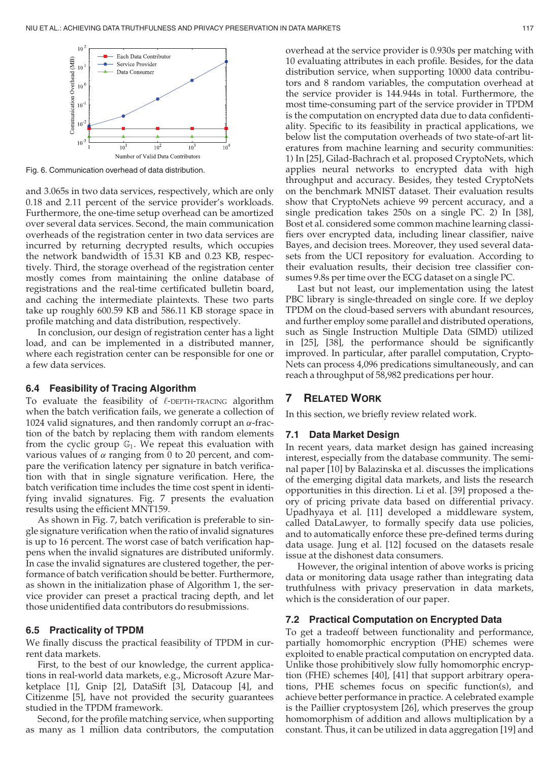Fig. 6. Communication overhead of data distribution.

and 3.065s in two data services, respectively, which are only 0.18 and 2.11 percent of the service provider's workloads. Furthermore, the one-time setup overhead can be amortized over several data services. Second, the main communication overheads of the registration center in two data services are incurred by returning decrypted results, which occupies the network bandwidth of 15.31 KB and 0.23 KB, respectively. Third, the storage overhead of the registration center mostly comes from maintaining the online database of registrations and the real-time certificated bulletin board, and caching the intermediate plaintexts. These two parts take up roughly 600.59 KB and 586.11 KB storage space in profile matching and data distribution, respectively.

In conclusion, our design of registration center has a light load, and can be implemented in a distributed manner, where each registration center can be responsible for one or a few data services.

### 6.4 Feasibility of Tracing Algorithm

To evaluate the feasibility of $\ell$-DEPTH-TRACING algorithm when the batch verification fails, we generate a collection of 1024 valid signatures, and then randomly corrupt an $\alpha$-fraction of the batch by replacing them with random elements from the cyclic group $\mathbb{G}_1$. We repeat this evaluation with various values of $\alpha$ ranging from 0 to 20 percent, and compare the verification latency per signature in batch verification with that in single signature verification. Here, the batch verification time includes the time cost spent in identifying invalid signatures. Fig. 7 presents the evaluation results using the efficient MNT159.

As shown in Fig. 7, batch verification is preferable to single signature verification when the ratio of invalid signatures is up to 16 percent. The worst case of batch verification happens when the invalid signatures are distributed uniformly. In case the invalid signatures are clustered together, the performance of batch verification should be better. Furthermore, as shown in the initialization phase of Algorithm 1, the service provider can preset a practical tracing depth, and let those unidentified data contributors do resubmissions.

### 6.5 Practicality of TPDM

We finally discuss the practical feasibility of TPDM in current data markets.

First, to the best of our knowledge, the current applications in real-world data markets, e.g., Microsoft Azure Marketplace [1], Gnip [2], DataSift [3], Datacoup [4], and Citizenme [5], have not provided the security guarantees studied in the TPDM framework.

Second, for the profile matching service, when supporting as many as 1 million data contributors, the computation overhead at the service provider is 0.930s per matching with 10 evaluating attributes in each profile. Besides, for the data distribution service, when supporting 10000 data contributors and 8 random variables, the computation overhead at the service provider is 144.944s in total. Furthermore, the most time-consuming part of the service provider in TPDM is the computation on encrypted data due to data confidentiality. Specific to its feasibility in practical applications, we below list the computation overheads of two state-of-art literatures from machine learning and security communities: 1) In [25], Gilad-Bachrach et al. proposed CryptoNets, which applies neural networks to encrypted data with high throughput and accuracy. Besides, they tested CryptoNets on the benchmark MNIST dataset. Their evaluation results show that CryptoNets achieve 99 percent accuracy, and a single predication takes 250s on a single PC. 2) In [38], Bost et al. considered some common machine learning classifiers over encrypted data, including linear classifier, naive Bayes, and decision trees. Moreover, they used several datasets from the UCI repository for evaluation. According to their evaluation results, their decision tree classifier consumes 9.8s per time over the ECG dataset on a single PC.

Last but not least, our implementation using the latest PBC library is single-threaded on single core. If we deploy TPDM on the cloud-based servers with abundant resources, and further employ some parallel and distributed operations, such as Single Instruction Multiple Data (SIMD) utilized in [25], [38], the performance should be significantly improved. In particular, after parallel computation, CryptoNets can process 4,096 predications simultaneously, and can reach a throughput of 58,982 predications per hour.

## 7 Related Work

In this section, we briefly review related work.

### 7.1 Data Market Design

In recent years, data market design has gained increasing interest, especially from the database community. The seminal paper [10] by Balazinska et al. discusses the implications of the emerging digital data markets, and lists the research opportunities in this direction. Li et al. [39] proposed a theory of pricing private data based on differential privacy. Upadhyaya et al. [11] developed a middleware system, called DataLawyer, to formally specify data use policies, and to automatically enforce these pre-defined terms during data usage. Jung et al. [12] focused on the datasets resale issue at the dishonest data consumers.

However, the original intention of above works is pricing data or monitoring data usage rather than integrating data truthfulness with privacy preservation in data markets, which is the consideration of our paper.

### 7.2 Practical Computation on Encrypted Data

To get a tradeoff between functionality and performance, partially homomorphic encryption (PHE) schemes were exploited to enable practical computation on encrypted data. Unlike those prohibitively slow fully homomorphic encryption (FHE) schemes [40], [41] that support arbitrary operations, PHE schemes focus on specific function(s), and achieve better performance in practice. A celebrated example is the Paillier cryptosystem [26], which preserves the group homomorphism of addition and allows multiplication by a constant. Thus, it can be utilized in data aggregation [19] and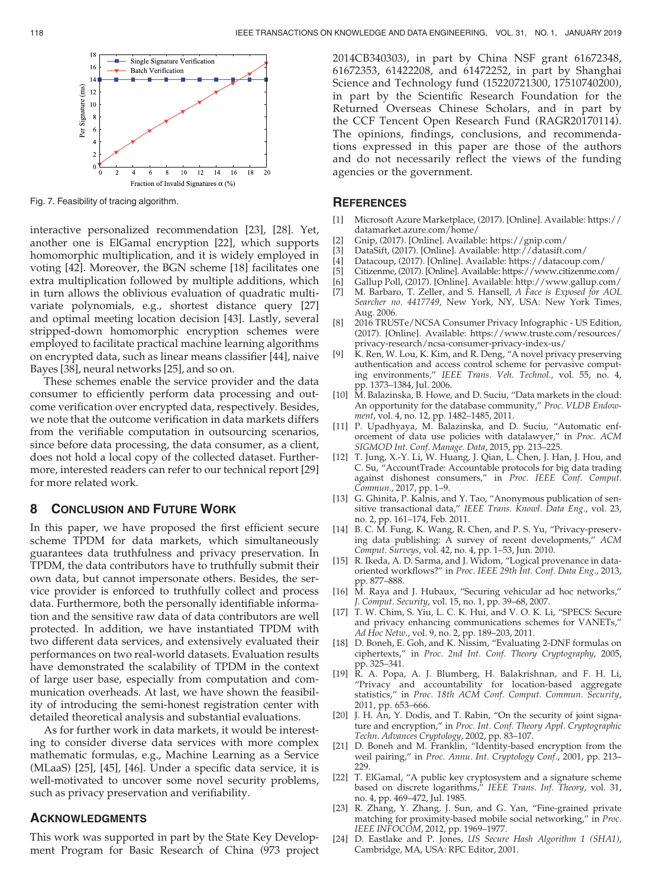Fig. 7. Feasibility of tracing algorithm.

interactive personalized recommendation [23], [28]. Yet, another one is ElGamal encryption [22], which supports homomorphic multiplication, and it is widely employed in voting [42]. Moreover, the BGN scheme [18] facilitates one extra multiplication followed by multiple additions, which in turn allows the oblivious evaluation of quadratic multivariate polynomials, e.g., shortest distance query [27] and optimal meeting location decision [43]. Lastly, several stripped-down homomorphic encryption schemes were employed to facilitate practical machine learning algorithms on encrypted data, such as linear means classifier [44], naive Bayes [38], neural networks [25], and so on.

These schemes enable the service provider and the data consumer to efficiently perform data processing and outcome verification over encrypted data, respectively. Besides, we note that the outcome verification in data markets differs from the verifiable computation in outsourcing scenarios, since before data processing, the data consumer, as a client, does not hold a local copy of the collected dataset. Furthermore, interested readers can refer to our technical report [29] for more related work.

## 8 Conclusion and Future Work

In this paper, we have proposed the first efficient secure scheme TPDM for data markets, which simultaneously guarantees data truthfulness and privacy preservation. In TPDM, the data contributors have to truthfully submit their own data, but cannot impersonate others. Besides, the service provider is enforced to truthfully collect and process data. Furthermore, both the personally identifiable information and the sensitive raw data of data contributors are well protected. In addition, we have instantiated TPDM with two different data services, and extensively evaluated their performances on two real-world datasets. Evaluation results have demonstrated the scalability of TPDM in the context of large user base, especially from computation and communication overheads. At last, we have shown the feasibility of introducing the semi-honest registration center with detailed theoretical analysis and substantial evaluations.

As for further work in data markets, it would be interesting to consider diverse data services with more complex mathematic formulas, e.g., Machine Learning as a Service (MLaaS) [25], [45], [46]. Under a specific data service, it is well-motivated to uncover some novel security problems, such as privacy preservation and verifiability.

## Acknowledgments

This work was supported in part by the State Key Development Program for Basic Research of China (973 project 2014CB340303), in part by China NSF grant 61672348, 61672353, 61422208, and 61472252, in part by Shanghai Science and Technology fund (15220721300, 17510740200), in part by the Scientific Research Foundation for the Returned Overseas Chinese Scholars, and in part by the CCF Tencent Open Research Fund (RAGR20170114). The opinions, findings, conclusions, and recommendations expressed in this paper are those of the authors and do not necessarily reflect the views of the funding agencies or the government.

## References

[1] Microsoft Azure Marketplace, (2017). [Online]. Available: https://datamarket.azure.com/home/

[2] Gnip, (2017). [Online]. Available: https://gnip.com/

[3] DataSift, (2017). [Online]. Available: http://datasift.com/

[4] Datacoup, (2017). [Online]. Available: https://datacoup.com/

[5] Citizenme, (2017). [Online]. Available: https://www.citizenme.com/

[6] Gallup Poll, (2017). [Online]. Available: http://www.gallup.com/

[7] M. Barbaro, T. Zeller, and S. Hansell, *A Face is Exposed for AOL Searcher no. 4417749*, New York, NY, USA: New York Times, Aug. 2006.

[8] 2016 TRUSTe/NCSA Consumer Privacy Infographic - US Edition, (2017). [Online]. Available: https://www.truste.com/resources/privacy-research/ncsa-consumer-privacy-index-us/

[9] K. Ren, W. Lou, K. Kim, and R. Deng, "A novel privacy preserving authentication and access control scheme for pervasive computing environments," *IEEE Trans. Veh. Technol.*, vol. 55, no. 4, pp. 1373–1384, Jul. 2006.

[10] M. Balazinska, B. Howe, and D. Suciu, "Data markets in the cloud: An opportunity for the database community," *Proc. VLDB Endowment*, vol. 4, no. 12, pp. 1482–1485, 2011.

[11] P. Upadhyaya, M. Balazinska, and D. Suciu, "Automatic enforcement of data use policies with datalawyer," in *Proc. ACM SIGMOD Int. Conf. Manage. Data*, 2015, pp. 213–225.

[12] T. Jung, X.-Y. Li, W. Huang, J. Qian, L. Chen, J. Han, J. Hou, and C. Su, "AccountTrade: Accountable protocols for big data trading against dishonest consumers," in *Proc. IEEE Conf. Comput. Commun.*, 2017, pp. 1–9.

[13] G. Ghinita, P. Kalnis, and Y. Tao, "Anonymous publication of sensitive transactional data," *IEEE Trans. Knowl. Data Eng.*, vol. 23, no. 2, pp. 161–174, Feb. 2011.

[14] B. C. M. Fung, K. Wang, R. Chen, and P. S. Yu, "Privacy-preserving data publishing: A survey of recent developments," *ACM Comput. Surveys*, vol. 42, no. 4, pp. 1–53, Jun. 2010.

[15] R. Ikeda, A. D. Sarma, and J. Widom, "Logical provenance in data-oriented workflows?" in *Proc. IEEE 29th Int. Conf. Data Eng.*, 2013, pp. 877–888.

[16] M. Raya and J. Hubaux, "Securing vehicular ad hoc networks," *J. Comput. Security*, vol. 15, no. 1, pp. 39–68, 2007.

[17] T. W. Chim, S. Yiu, L. C. K. Hui, and V. O. K. Li, "SPECS: Secure and privacy enhancing communications schemes for VANETs," *Ad Hoc Netw.*, vol. 9, no. 2, pp. 189–203, 2011.

[18] D. Boneh, E. Goh, and K. Nissim, "Evaluating 2-DNF formulas on ciphertexts," in *Proc. 2nd Int. Conf. Theory Cryptography*, 2005, pp. 325–341.

[19] R. A. Popa, A. J. Blumberg, H. Balakrishnan, and F. H. Li, "Privacy and accountability for location-based aggregate statistics," in *Proc. 18th ACM Conf. Comput. Commun. Security*, 2011, pp. 653–666.

[20] J. H. An, Y. Dodis, and T. Rabin, "On the security of joint signature and encryption," in *Proc. Int. Conf. Theory Appl. Cryptographic Techn. Advances Cryptology*, 2002, pp. 83–107.

[21] D. Boneh and M. Franklin, "Identity-based encryption from the weil pairing," in *Proc. Annu. Int. Cryptology Conf.*, 2001, pp. 213–229.

[22] T. ElGamal, "A public key cryptosystem and a signature scheme based on discrete logarithms," *IEEE Trans. Inf. Theory*, vol. 31, no. 4, pp. 469–472, Jul. 1985.

[23] R. Zhang, Y. Zhang, J. Sun, and G. Yan, "Fine-grained private matching for proximity-based mobile social networking," in *Proc. IEEE INFOCOM*, 2012, pp. 1969–1977.

[24] D. Eastlake and P. Jones, *US Secure Hash Algorithm 1 (SHA1)*, Cambridge, MA, USA: RFC Editor, 2001.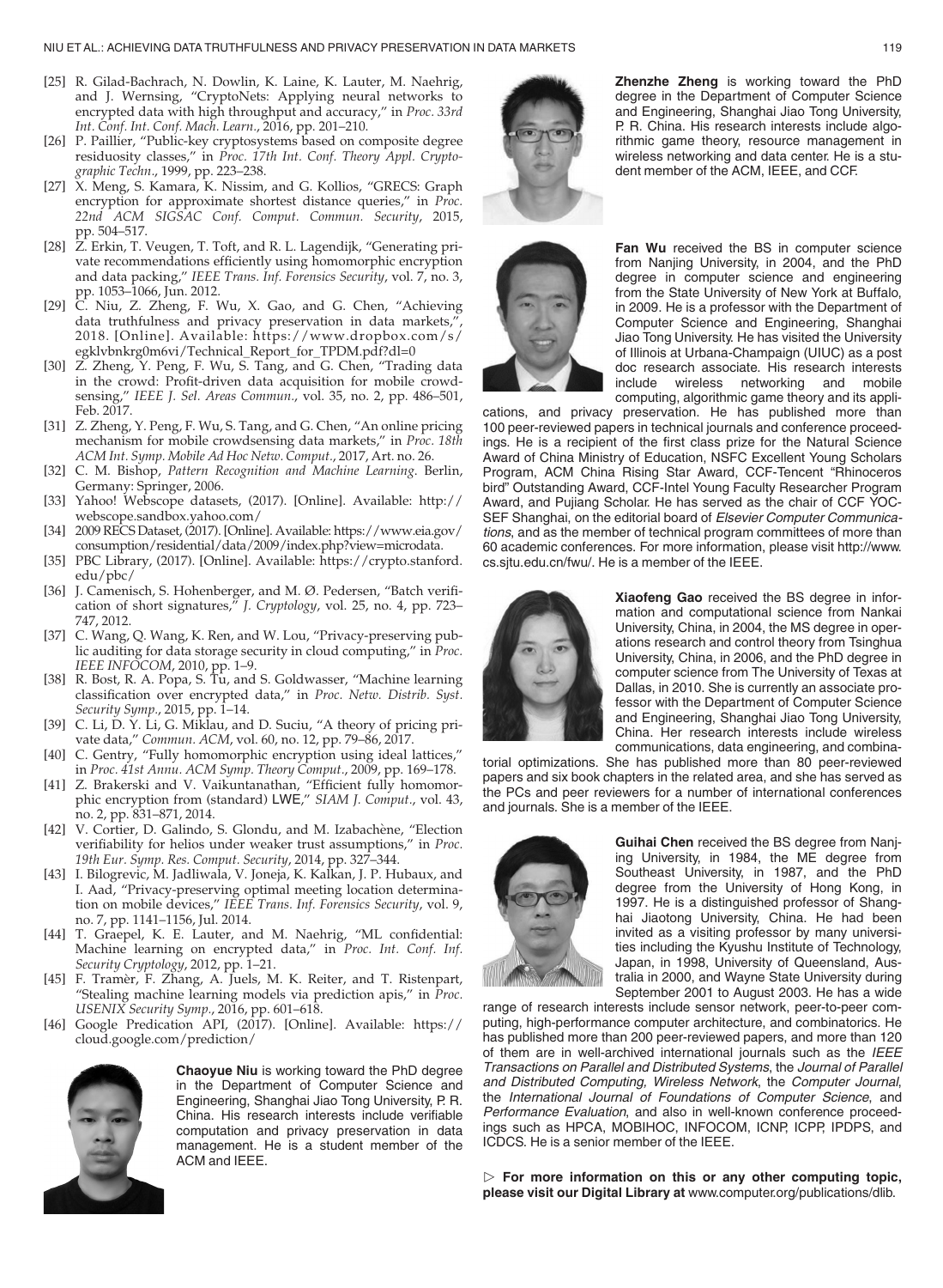[25] R. Gilad-Bachrach, N. Dowlin, K. Laine, K. Lauter, M. Naehrig, and J. Wernsing, "CryptoNets: Applying neural networks to encrypted data with high throughput and accuracy," in *Proc. 33rd Int. Conf. Int. Conf. Mach. Learn.*, 2016, pp. 201–210.

[26] P. Paillier, "Public-key cryptosystems based on composite degree residuosity classes," in *Proc. 17th Int. Conf. Theory Appl. Cryptographic Techn.*, 1999, pp. 223–238.

[27] X. Meng, S. Kamara, K. Nissim, and G. Kollios, "GRECS: Graph encryption for approximate shortest distance queries," in *Proc. 22nd ACM SIGSAC Conf. Comput. Commun. Security*, 2015, pp. 504–517.

[28] Z. Erkin, T. Veugen, T. Toft, and R. L. Lagendijk, "Generating private recommendations efficiently using homomorphic encryption and data packing," *IEEE Trans. Inf. Forensics Security*, vol. 7, no. 3, pp. 1053–1066, Jun. 2012.

[29] C. Niu, Z. Zheng, F. Wu, X. Gao, and G. Chen, "Achieving data truthfulness and privacy preservation in data markets," 2018. [Online]. Available: https://www.dropbox.com/s/egklvbnkrg0m6vi/Technical_Report_for_TPDM.pdf?dl=0

[30] Z. Zheng, Y. Peng, F. Wu, S. Tang, and G. Chen, "Trading data in the crowd: Profit-driven data acquisition for mobile crowdsensing," *IEEE J. Sel. Areas Commun.*, vol. 35, no. 2, pp. 486–501, Feb. 2017.

[31] Z. Zheng, Y. Peng, F. Wu, S. Tang, and G. Chen, "An online pricing mechanism for mobile crowdsensing data markets," in *Proc. 18th ACM Int. Symp. Mobile Ad Hoc Netw. Comput.*, 2017, Art. no. 26.

[32] C. M. Bishop, *Pattern Recognition and Machine Learning*. Berlin, Germany: Springer, 2006.

[33] Yahoo! Webscope datasets, (2017). [Online]. Available: http://webscope.sandbox.yahoo.com/

[34] 2009 RECS Dataset, (2017). [Online]. Available: https://www.eia.gov/consumption/residential/data/2009/index.php?view=microdata.

[35] PBC Library, (2017). [Online]. Available: https://crypto.stanford.edu/pbc/

[36] J. Camenisch, S. Hohenberger, and M. Ø. Pedersen, "Batch verification of short signatures," *J. Cryptology*, vol. 25, no. 4, pp. 723–747, 2012.

[37] C. Wang, Q. Wang, K. Ren, and W. Lou, "Privacy-preserving public auditing for data storage security in cloud computing," in *Proc. IEEE INFOCOM*, 2010, pp. 1–9.

[38] R. Bost, R. A. Popa, S. Tu, and S. Goldwasser, "Machine learning classification over encrypted data," in *Proc. Netw. Distrib. Syst. Security Symp.*, 2015, pp. 1–14.

[39] C. Li, D. Y. Li, G. Miklau, and D. Suciu, "A theory of pricing private data," *Commun. ACM*, vol. 60, no. 12, pp. 79–86, 2017.

[40] C. Gentry, "Fully homomorphic encryption using ideal lattices," in *Proc. 41st Annu. ACM Symp. Theory Comput.*, 2009, pp. 169–178.

[41] Z. Brakerski and V. Vaikuntanathan, "Efficient fully homomorphic encryption from (standard) LWE," *SIAM J. Comput.*, vol. 43, no. 2, pp. 831–871, 2014.

[42] V. Cortier, D. Galindo, S. Glondu, and M. Izabachène, "Election verifiability for helios under weaker trust assumptions," in *Proc. 19th Eur. Symp. Res. Comput. Security*, 2014, pp. 327–344.

[43] I. Bilogrevic, M. Jadliwala, V. Joneja, K. Kalkan, J. P. Hubaux, and I. Aad, "Privacy-preserving optimal meeting location determination on mobile devices," *IEEE Trans. Inf. Forensics Security*, vol. 9, no. 7, pp. 1141–1156, Jul. 2014.

[44] T. Graepel, K. E. Lauter, and M. Naehrig, "ML confidential: Machine learning on encrypted data," in *Proc. Int. Conf. Inf. Security Cryptology*, 2012, pp. 1–21.

[45] F. Tramèr, F. Zhang, A. Juels, M. K. Reiter, and T. Ristenpart, "Stealing machine learning models via prediction apis," in *Proc. USENIX Security Symp.*, 2016, pp. 601–618.

[46] Google Predication API, (2017). [Online]. Available: https://cloud.google.com/prediction/

**Chaoyue Niu** is working toward the PhD degree in the Department of Computer Science and Engineering, Shanghai Jiao Tong University, P. R. China. His research interests include verifiable computation and privacy preservation in data management. He is a student member of the ACM and IEEE.

**Zhenzhe Zheng** is working toward the PhD degree in the Department of Computer Science and Engineering, Shanghai Jiao Tong University, P. R. China. His research interests include algorithmic game theory, resource management in wireless networking and data center. He is a student member of the ACM, IEEE, and CCF.

**Fan Wu** received the BS in computer science from Nanjing University, in 2004, and the PhD degree in computer science and engineering from the State University of New York at Buffalo, in 2009. He is a professor with the Department of Computer Science and Engineering, Shanghai Jiao Tong University. He has visited the University of Illinois at Urbana-Champaign (UIUC) as a post doc research associate. His research interests include wireless networking and mobile computing, algorithmic game theory and its applications, and privacy preservation. He has published more than 100 peer-reviewed papers in technical journals and conference proceedings. He is a recipient of the first class prize for the Natural Science Award of China Ministry of Education, NSFC Excellent Young Scholars Program, ACM China Rising Star Award, CCF-Tencent "Rhinoceros bird" Outstanding Award, CCF-Intel Young Faculty Researcher Program Award, and Pujiang Scholar. He has served as the chair of CCF YOCSEF Shanghai, on the editorial board of *Elsevier Computer Communications*, and as the member of technical program committees of more than 60 academic conferences. For more information, please visit http://www.cs.sjtu.edu.cn/fwu/. He is a member of the IEEE.

**Xiaofeng Gao** received the BS degree in information and computational science from Nankai University, China, in 2004, the MS degree in operations research and control theory from Tsinghua University, China, in 2006, and the PhD degree in computer science from The University of Texas at Dallas, in 2010. She is currently an associate professor with the Department of Computer Science and Engineering, Shanghai Jiao Tong University, China. Her research interests include wireless communications, data engineering, and combinatorial optimizations. She has published more than 80 peer-reviewed papers and six book chapters in the related area, and she has served as the PCs and peer reviewers for a number of international conferences and journals. She is a member of the IEEE.

**Guihai Chen** received the BS degree from Nanjing University, in 1984, the ME degree from Southeast University, in 1987, and the PhD degree from the University of Hong Kong, in 1997. He is a distinguished professor of Shanghai Jiaotong University, China. He had been invited as a visiting professor by many universities including the Kyushu Institute of Technology, Japan, in 1998, University of Queensland, Australia in 2000, and Wayne State University during September 2001 to August 2003. He has a wide range of research interests include sensor network, peer-to-peer computing, high-performance computer architecture, and combinatorics. He has published more than 200 peer-reviewed papers, and more than 120 of them are in well-archived international journals such as the *IEEE Transactions on Parallel and Distributed Systems*, the *Journal of Parallel and Distributed Computing*, *Wireless Network*, the *Computer Journal*, the *International Journal of Foundations of Computer Science*, and *Performance Evaluation*, and also in well-known conference proceedings such as HPCA, MOBIHOC, INFOCOM, ICNP, ICPP, IPDPS, and ICDCS. He is a senior member of the IEEE.

▷ **For more information on this or any other computing topic, please visit our Digital Library at** www.computer.org/publications/dlib.